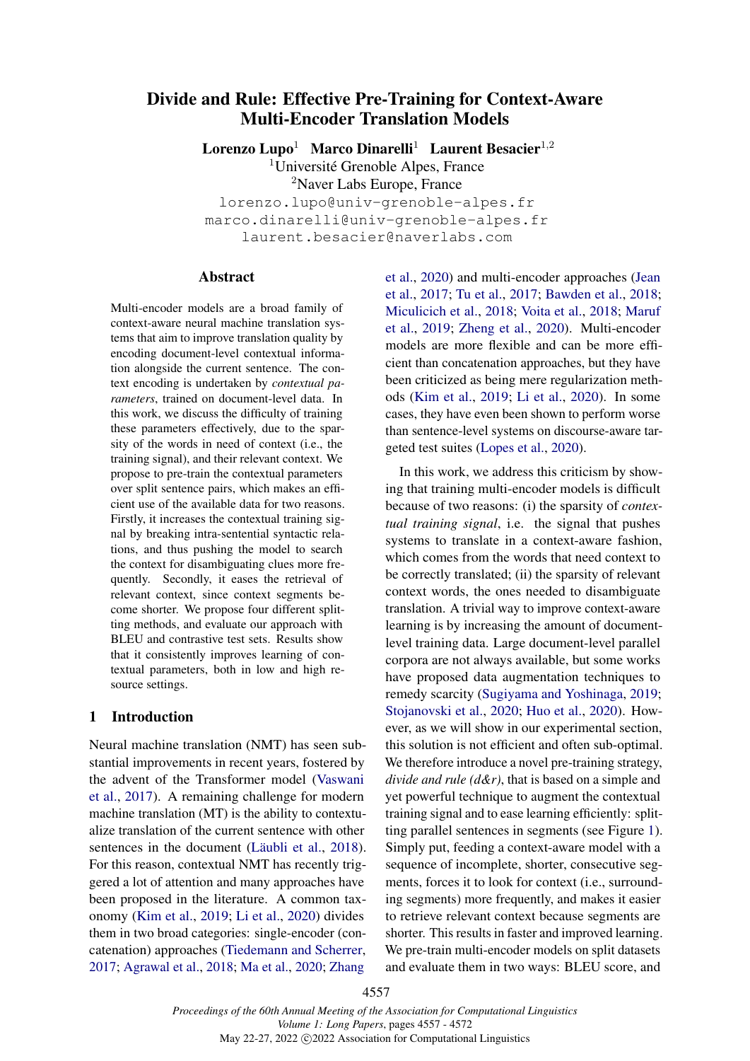# Divide and Rule: Effective Pre-Training for Context-Aware Multi-Encoder Translation Models

**Lorenzo Lupo**[1] **Marco Dinarelli**[1] **Laurent Besacier**[1,2]

[1]Université Grenoble Alpes, France

[2]Naver Labs Europe, France

lorenzo.lupo@univ-grenoble-alpes.fr
marco.dinarelli@univ-grenoble-alpes.fr
laurent.besacier@naverlabs.com

## Abstract

Multi-encoder models are a broad family of context-aware neural machine translation systems that aim to improve translation quality by encoding document-level contextual information alongside the current sentence. The context encoding is undertaken by *contextual parameters*, trained on document-level data. In this work, we discuss the difficulty of training these parameters effectively, due to the sparsity of the words in need of context (i.e., the training signal), and their relevant context. We propose to pre-train the contextual parameters over split sentence pairs, which makes an efficient use of the available data for two reasons. Firstly, it increases the contextual training signal by breaking intra-sentential syntactic relations, and thus pushing the model to search the context for disambiguating clues more frequently. Secondly, it eases the retrieval of relevant context, since context segments become shorter. We propose four different splitting methods, and evaluate our approach with BLEU and contrastive test sets. Results show that it consistently improves learning of contextual parameters, both in low and high resource settings.

## 1 Introduction

Neural machine translation (NMT) has seen substantial improvements in recent years, fostered by the advent of the Transformer model (Vaswani et al., 2017). A remaining challenge for modern machine translation (MT) is the ability to contextualize translation of the current sentence with other sentences in the document (Läubli et al., 2018). For this reason, contextual NMT has recently triggered a lot of attention and many approaches have been proposed in the literature. A common taxonomy (Kim et al., 2019; Li et al., 2020) divides them in two broad categories: single-encoder (concatenation) approaches (Tiedemann and Scherrer, 2017; Agrawal et al., 2018; Ma et al., 2020; Zhang et al., 2020) and multi-encoder approaches (Jean et al., 2017; Tu et al., 2017; Bawden et al., 2018; Miculicich et al., 2018; Voita et al., 2018; Maruf et al., 2019; Zheng et al., 2020). Multi-encoder models are more flexible and can be more efficient than concatenation approaches, but they have been criticized as being mere regularization methods (Kim et al., 2019; Li et al., 2020). In some cases, they have even been shown to perform worse than sentence-level systems on discourse-aware targeted test suites (Lopes et al., 2020).

In this work, we address this criticism by showing that training multi-encoder models is difficult because of two reasons: (i) the sparsity of *contextual training signal*, i.e. the signal that pushes systems to translate in a context-aware fashion, which comes from the words that need context to be correctly translated; (ii) the sparsity of relevant context words, the ones needed to disambiguate translation. A trivial way to improve context-aware learning is by increasing the amount of document-level training data. Large document-level parallel corpora are not always available, but some works have proposed data augmentation techniques to remedy scarcity (Sugiyama and Yoshinaga, 2019; Stojanovski et al., 2020; Huo et al., 2020). However, as we will show in our experimental section, this solution is not efficient and often sub-optimal. We therefore introduce a novel pre-training strategy, *divide and rule (d&r)*, that is based on a simple and yet powerful technique to augment the contextual training signal and to ease learning efficiently: splitting parallel sentences in segments (see Figure 1). Simply put, feeding a context-aware model with a sequence of incomplete, shorter, consecutive segments, forces it to look for context (i.e., surrounding segments) more frequently, and makes it easier to retrieve relevant context because segments are shorter. This results in faster and improved learning. We pre-train multi-encoder models on split datasets and evaluate them in two ways: BLEU score, and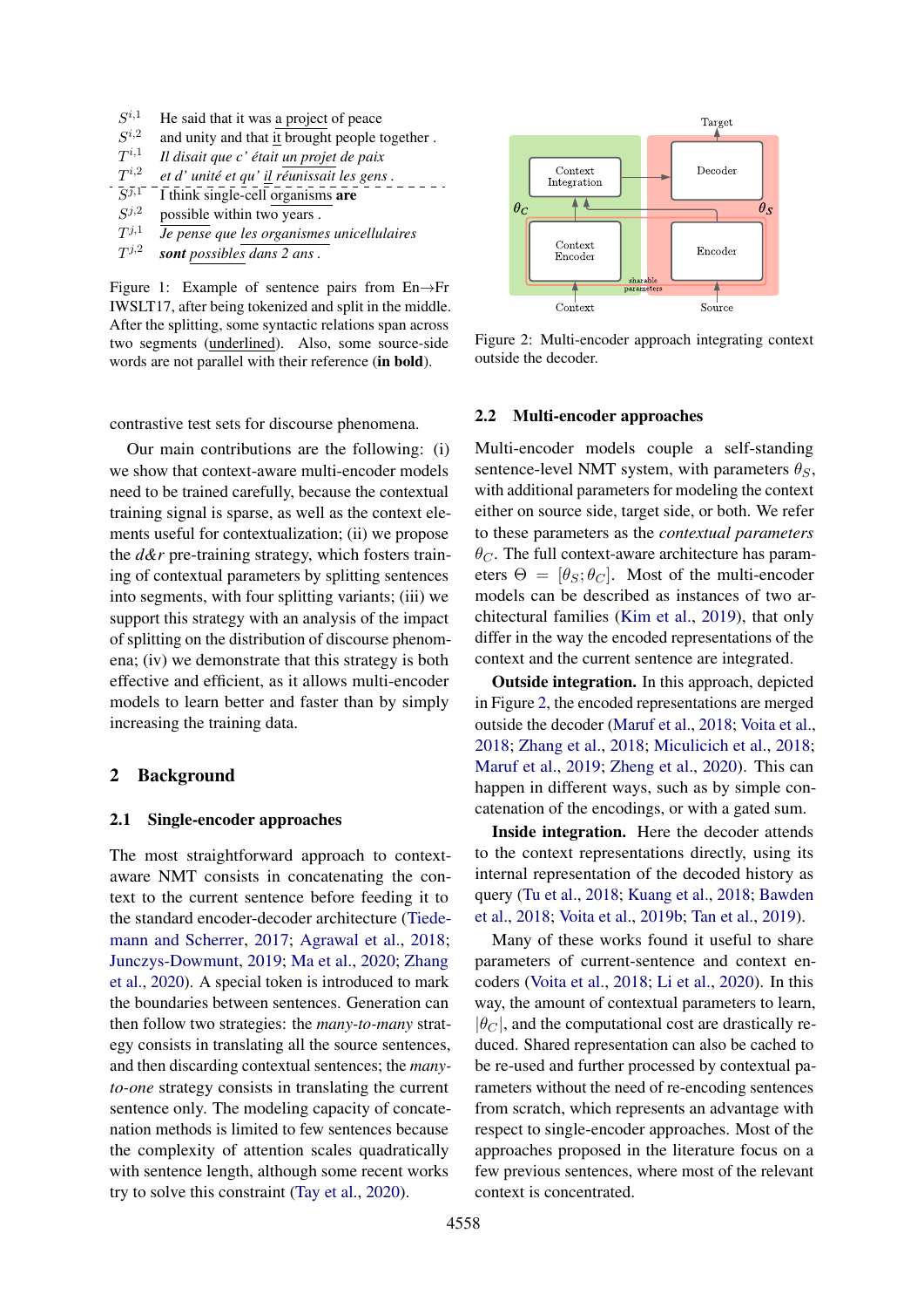| | |
|---|---|
| $S^{i,1}$ | He said that it was a project of peace |
| $S^{i,2}$ | and unity and that it brought people together . |
| $T^{i,1}$ | *Il disait que c' était un projet de paix* |
| $T^{i,2}$ | *et d' unité et qu' il réunissait les gens .* |
| $S^{j,1}$ | I think single-cell organisms **are** |
| $S^{j,2}$ | possible within two years . |
| $T^{j,1}$ | *Je pense que les organismes unicellulaires* |
| $T^{j,2}$ | ***sont** possibles dans 2 ans .* |

Figure 1: Example of sentence pairs from En→Fr IWSLT17, after being tokenized and split in the middle. After the splitting, some syntactic relations span across two segments (underlined). Also, some source-side words are not parallel with their reference (**in bold**).

Figure 2: Multi-encoder approach integrating context outside the decoder.

contrastive test sets for discourse phenomena.

Our main contributions are the following: (i) we show that context-aware multi-encoder models need to be trained carefully, because the contextual training signal is sparse, as well as the context elements useful for contextualization; (ii) we propose the *d&r* pre-training strategy, which fosters training of contextual parameters by splitting sentences into segments, with four splitting variants; (iii) we support this strategy with an analysis of the impact of splitting on the distribution of discourse phenomena; (iv) we demonstrate that this strategy is both effective and efficient, as it allows multi-encoder models to learn better and faster than by simply increasing the training data.

## 2 Background

### 2.1 Single-encoder approaches

The most straightforward approach to context-aware NMT consists in concatenating the context to the current sentence before feeding it to the standard encoder-decoder architecture (Tiedemann and Scherrer, 2017; Agrawal et al., 2018; Junczys-Dowmunt, 2019; Ma et al., 2020; Zhang et al., 2020). A special token is introduced to mark the boundaries between sentences. Generation can then follow two strategies: the *many-to-many* strategy consists in translating all the source sentences, and then discarding contextual sentences; the *many-to-one* strategy consists in translating the current sentence only. The modeling capacity of concatenation methods is limited to few sentences because the complexity of attention scales quadratically with sentence length, although some recent works try to solve this constraint (Tay et al., 2020).

### 2.2 Multi-encoder approaches

Multi-encoder models couple a self-standing sentence-level NMT system, with parameters $\theta_S$, with additional parameters for modeling the context either on source side, target side, or both. We refer to these parameters as the *contextual parameters* $\theta_C$. The full context-aware architecture has parameters $\Theta = [\theta_S; \theta_C]$. Most of the multi-encoder models can be described as instances of two architectural families (Kim et al., 2019), that only differ in the way the encoded representations of the context and the current sentence are integrated.

**Outside integration.** In this approach, depicted in Figure 2, the encoded representations are merged outside the decoder (Maruf et al., 2018; Voita et al., 2018; Zhang et al., 2018; Miculicich et al., 2018; Maruf et al., 2019; Zheng et al., 2020). This can happen in different ways, such as by simple concatenation of the encodings, or with a gated sum.

**Inside integration.** Here the decoder attends to the context representations directly, using its internal representation of the decoded history as query (Tu et al., 2018; Kuang et al., 2018; Bawden et al., 2018; Voita et al., 2019b; Tan et al., 2019).

Many of these works found it useful to share parameters of current-sentence and context encoders (Voita et al., 2018; Li et al., 2020). In this way, the amount of contextual parameters to learn, $|\theta_C|$, and the computational cost are drastically reduced. Shared representation can also be cached to be re-used and further processed by contextual parameters without the need of re-encoding sentences from scratch, which represents an advantage with respect to single-encoder approaches. Most of the approaches proposed in the literature focus on a few previous sentences, where most of the relevant context is concentrated.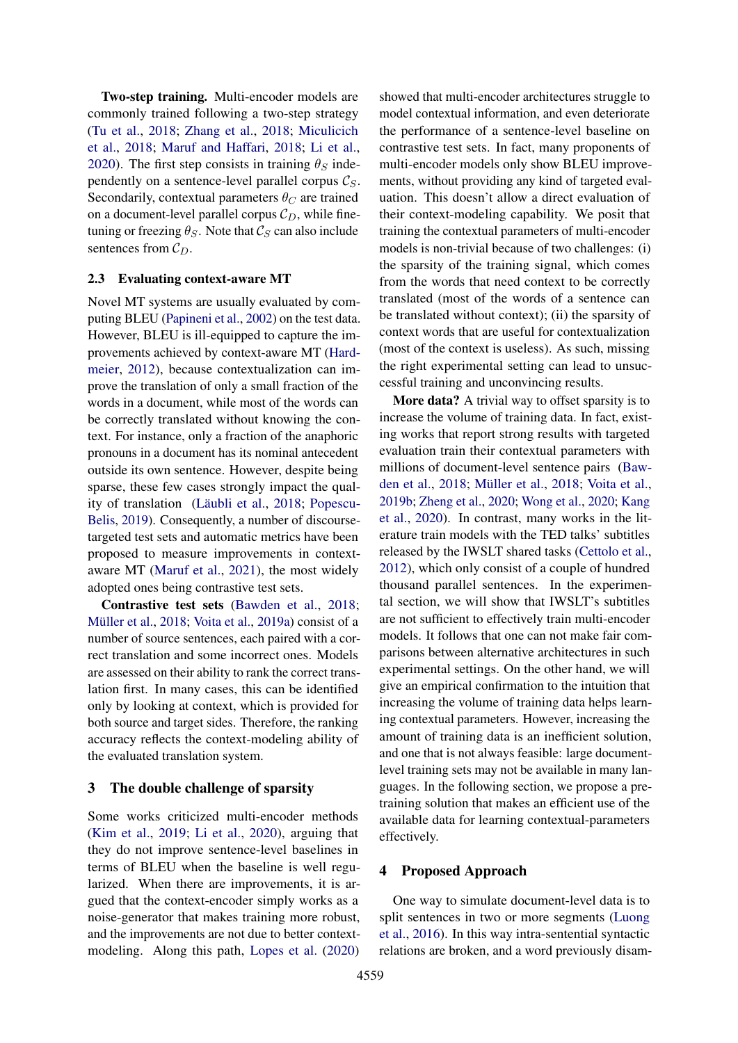**Two-step training.** Multi-encoder models are commonly trained following a two-step strategy (Tu et al., 2018; Zhang et al., 2018; Miculicich et al., 2018; Maruf and Haffari, 2018; Li et al., 2020). The first step consists in training $\theta_S$ independently on a sentence-level parallel corpus $\mathcal{C}_S$. Secondarily, contextual parameters $\theta_C$ are trained on a document-level parallel corpus $\mathcal{C}_D$, while fine-tuning or freezing $\theta_S$. Note that $\mathcal{C}_S$ can also include sentences from $\mathcal{C}_D$.

### 2.3 Evaluating context-aware MT

Novel MT systems are usually evaluated by computing BLEU (Papineni et al., 2002) on the test data. However, BLEU is ill-equipped to capture the improvements achieved by context-aware MT (Hardmeier, 2012), because contextualization can improve the translation of only a small fraction of the words in a document, while most of the words can be correctly translated without knowing the context. For instance, only a fraction of the anaphoric pronouns in a document has its nominal antecedent outside its own sentence. However, despite being sparse, these few cases strongly impact the quality of translation (Läubli et al., 2018; Popescu-Belis, 2019). Consequently, a number of discourse-targeted test sets and automatic metrics have been proposed to measure improvements in context-aware MT (Maruf et al., 2021), the most widely adopted ones being contrastive test sets.

**Contrastive test sets** (Bawden et al., 2018; Müller et al., 2018; Voita et al., 2019a) consist of a number of source sentences, each paired with a correct translation and some incorrect ones. Models are assessed on their ability to rank the correct translation first. In many cases, this can be identified only by looking at context, which is provided for both source and target sides. Therefore, the ranking accuracy reflects the context-modeling ability of the evaluated translation system.

## 3 The double challenge of sparsity

Some works criticized multi-encoder methods (Kim et al., 2019; Li et al., 2020), arguing that they do not improve sentence-level baselines in terms of BLEU when the baseline is well regularized. When there are improvements, it is argued that the context-encoder simply works as a noise-generator that makes training more robust, and the improvements are not due to better context-modeling. Along this path, Lopes et al. (2020) showed that multi-encoder architectures struggle to model contextual information, and even deteriorate the performance of a sentence-level baseline on contrastive test sets. In fact, many proponents of multi-encoder models only show BLEU improvements, without providing any kind of targeted evaluation. This doesn't allow a direct evaluation of their context-modeling capability. We posit that training the contextual parameters of multi-encoder models is non-trivial because of two challenges: (i) the sparsity of the training signal, which comes from the words that need context to be correctly translated (most of the words of a sentence can be translated without context); (ii) the sparsity of context words that are useful for contextualization (most of the context is useless). As such, missing the right experimental setting can lead to unsuccessful training and unconvincing results.

**More data?** A trivial way to offset sparsity is to increase the volume of training data. In fact, existing works that report strong results with targeted evaluation train their contextual parameters with millions of document-level sentence pairs (Bawden et al., 2018; Müller et al., 2018; Voita et al., 2019b; Zheng et al., 2020; Wong et al., 2020; Kang et al., 2020). In contrast, many works in the literature train models with the TED talks' subtitles released by the IWSLT shared tasks (Cettolo et al., 2012), which only consist of a couple of hundred thousand parallel sentences. In the experimental section, we will show that IWSLT's subtitles are not sufficient to effectively train multi-encoder models. It follows that one can not make fair comparisons between alternative architectures in such experimental settings. On the other hand, we will give an empirical confirmation to the intuition that increasing the volume of training data helps learning contextual parameters. However, increasing the amount of training data is an inefficient solution, and one that is not always feasible: large document-level training sets may not be available in many languages. In the following section, we propose a pre-training solution that makes an efficient use of the available data for learning contextual-parameters effectively.

## 4 Proposed Approach

One way to simulate document-level data is to split sentences in two or more segments (Luong et al., 2016). In this way intra-sentential syntactic relations are broken, and a word previously disam-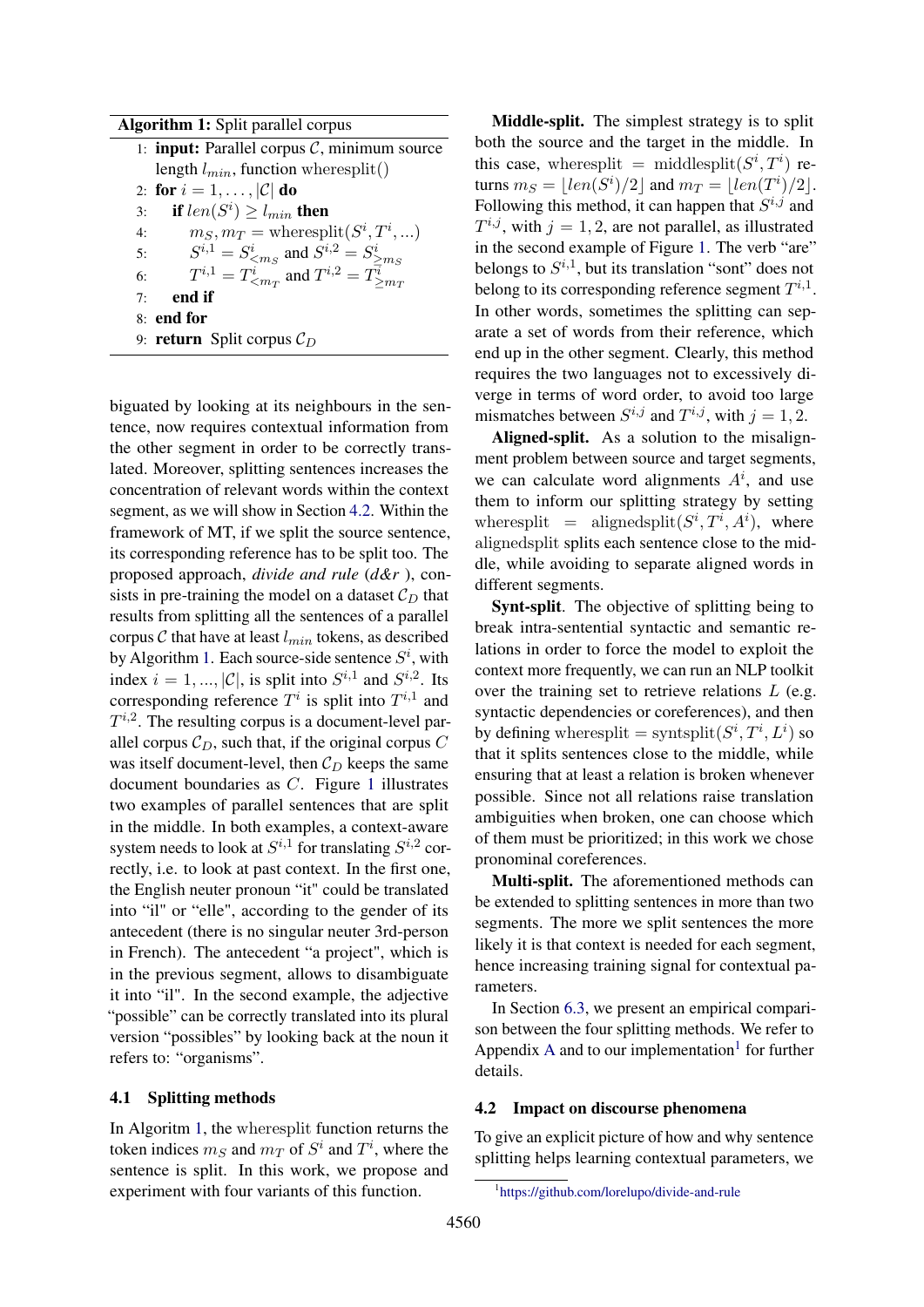**Algorithm 1:** Split parallel corpus

```
1: input: Parallel corpus C, minimum source length l_min, function wheresplit()
2: for i = 1, ..., |C| do
3:     if len(S^i) ≥ l_min then
4:         m_S, m_T = wheresplit(S^i, T^i, ...)
5:         S^{i,1} = S^i_{<m_S} and S^{i,2} = S^i_{≥m_S}
6:         T^{i,1} = T^i_{<m_T} and T^{i,2} = T^i_{≥m_T}
7:     end if
8: end for
9: return Split corpus C_D
```

biguated by looking at its neighbours in the sentence, now requires contextual information from the other segment in order to be correctly translated. Moreover, splitting sentences increases the concentration of relevant words within the context segment, as we will show in Section 4.2. Within the framework of MT, if we split the source sentence, its corresponding reference has to be split too. The proposed approach, *divide and rule* (*d&r* ), consists in pre-training the model on a dataset $\mathcal{C}_D$ that results from splitting all the sentences of a parallel corpus $\mathcal{C}$ that have at least $l_{min}$ tokens, as described by Algorithm 1. Each source-side sentence $S^i$, with index $i = 1, ..., |\mathcal{C}|$, is split into $S^{i,1}$ and $S^{i,2}$. Its corresponding reference $T^i$ is split into $T^{i,1}$ and $T^{i,2}$. The resulting corpus is a document-level parallel corpus $\mathcal{C}_D$, such that, if the original corpus $C$ was itself document-level, then $\mathcal{C}_D$ keeps the same document boundaries as $C$. Figure 1 illustrates two examples of parallel sentences that are split in the middle. In both examples, a context-aware system needs to look at $S^{i,1}$ for translating $S^{i,2}$ correctly, i.e. to look at past context. In the first one, the English neuter pronoun "it" could be translated into "il" or "elle", according to the gender of its antecedent (there is no singular neuter 3rd-person in French). The antecedent "a project", which is in the previous segment, allows to disambiguate it into "il". In the second example, the adjective "possible" can be correctly translated into its plural version "possibles" by looking back at the noun it refers to: "organisms".

### 4.1 Splitting methods

In Algoritm 1, the wheresplit function returns the token indices $m_S$ and $m_T$ of $S^i$ and $T^i$, where the sentence is split. In this work, we propose and experiment with four variants of this function.

**Middle-split.** The simplest strategy is to split both the source and the target in the middle. In this case, $\text{wheresplit} = \text{middlesplit}(S^i, T^i)$ returns $m_S = \lfloor len(S^i)/2 \rfloor$ and $m_T = \lfloor len(T^i)/2 \rfloor$. Following this method, it can happen that $S^{i,j}$ and $T^{i,j}$, with $j = 1, 2$, are not parallel, as illustrated in the second example of Figure 1. The verb "are" belongs to $S^{i,1}$, but its translation "sont" does not belong to its corresponding reference segment $T^{i,1}$. In other words, sometimes the splitting can separate a set of words from their reference, which end up in the other segment. Clearly, this method requires the two languages not to excessively diverge in terms of word order, to avoid too large mismatches between $S^{i,j}$ and $T^{i,j}$, with $j = 1, 2$.

**Aligned-split.** As a solution to the misalignment problem between source and target segments, we can calculate word alignments $A^i$, and use them to inform our splitting strategy by setting $\text{wheresplit} = \text{alignedsplit}(S^i, T^i, A^i)$, where alignedsplit splits each sentence close to the middle, while avoiding to separate aligned words in different segments.

**Synt-split**. The objective of splitting being to break intra-sentential syntactic and semantic relations in order to force the model to exploit the context more frequently, we can run an NLP toolkit over the training set to retrieve relations $L$ (e.g. syntactic dependencies or coreferences), and then by defining $\text{wheresplit} = \text{syntsplit}(S^i, T^i, L^i)$ so that it splits sentences close to the middle, while ensuring that at least a relation is broken whenever possible. Since not all relations raise translation ambiguities when broken, one can choose which of them must be prioritized; in this work we chose pronominal coreferences.

**Multi-split.** The aforementioned methods can be extended to splitting sentences in more than two segments. The more we split sentences the more likely it is that context is needed for each segment, hence increasing training signal for contextual parameters.

In Section 6.3, we present an empirical comparison between the four splitting methods. We refer to Appendix A and to our implementation[1] for further details.

### 4.2 Impact on discourse phenomena

To give an explicit picture of how and why sentence splitting helps learning contextual parameters, we

[1] https://github.com/lorelupo/divide-and-rule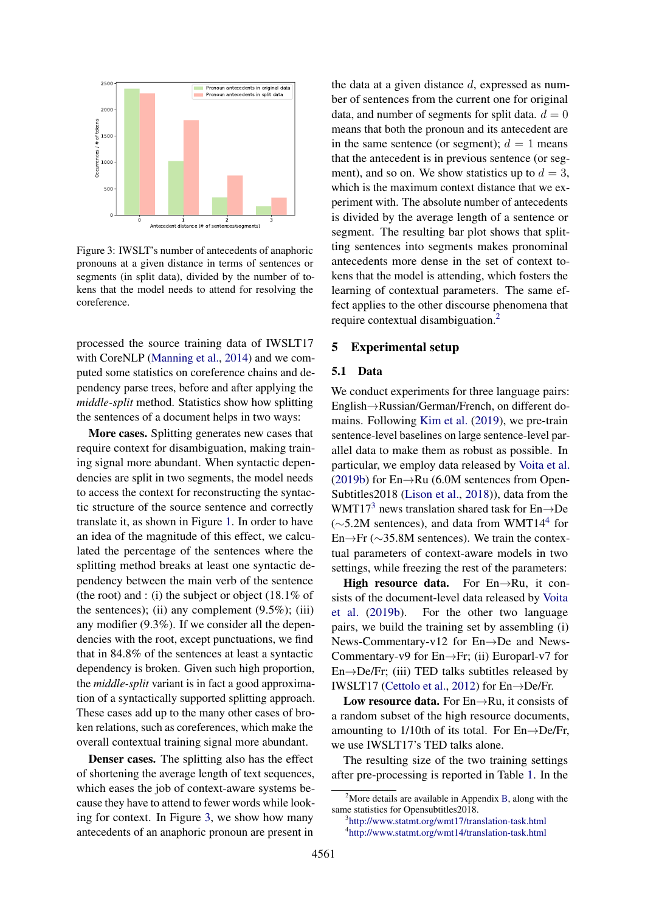Figure 3: IWSLT's number of antecedents of anaphoric pronouns at a given distance in terms of sentences or segments (in split data), divided by the number of tokens that the model needs to attend for resolving the coreference.

processed the source training data of IWSLT17 with CoreNLP (Manning et al., 2014) and we computed some statistics on coreference chains and dependency parse trees, before and after applying the *middle-split* method. Statistics show how splitting the sentences of a document helps in two ways:

**More cases.** Splitting generates new cases that require context for disambiguation, making training signal more abundant. When syntactic dependencies are split in two segments, the model needs to access the context for reconstructing the syntactic structure of the source sentence and correctly translate it, as shown in Figure 1. In order to have an idea of the magnitude of this effect, we calculated the percentage of the sentences where the splitting method breaks at least one syntactic dependency between the main verb of the sentence (the root) and : (i) the subject or object (18.1% of the sentences); (ii) any complement (9.5%); (iii) any modifier (9.3%). If we consider all the dependencies with the root, except punctuations, we find that in 84.8% of the sentences at least a syntactic dependency is broken. Given such high proportion, the *middle-split* variant is in fact a good approximation of a syntactically supported splitting approach. These cases add up to the many other cases of broken relations, such as coreferences, which make the overall contextual training signal more abundant.

**Denser cases.** The splitting also has the effect of shortening the average length of text sequences, which eases the job of context-aware systems because they have to attend to fewer words while looking for context. In Figure 3, we show how many antecedents of an anaphoric pronoun are present in the data at a given distance $d$, expressed as number of sentences from the current one for original data, and number of segments for split data. $d = 0$ means that both the pronoun and its antecedent are in the same sentence (or segment); $d = 1$ means that the antecedent is in previous sentence (or segment), and so on. We show statistics up to $d = 3$, which is the maximum context distance that we experiment with. The absolute number of antecedents is divided by the average length of a sentence or segment. The resulting bar plot shows that splitting sentences into segments makes pronominal antecedents more dense in the set of context tokens that the model is attending, which fosters the learning of contextual parameters. The same effect applies to the other discourse phenomena that require contextual disambiguation.[2]

## 5 Experimental setup

### 5.1 Data

We conduct experiments for three language pairs: English→Russian/German/French, on different domains. Following Kim et al. (2019), we pre-train sentence-level baselines on large sentence-level parallel data to make them as robust as possible. In particular, we employ data released by Voita et al. (2019b) for En→Ru (6.0M sentences from OpenSubtitles2018 (Lison et al., 2018)), data from the WMT17[3] news translation shared task for En→De (~5.2M sentences), and data from WMT14[4] for En→Fr (~35.8M sentences). We train the contextual parameters of context-aware models in two settings, while freezing the rest of the parameters:

**High resource data.** For En→Ru, it consists of the document-level data released by Voita et al. (2019b). For the other two language pairs, we build the training set by assembling (i) News-Commentary-v12 for En→De and News-Commentary-v9 for En→Fr; (ii) Europarl-v7 for En→De/Fr; (iii) TED talks subtitles released by IWSLT17 (Cettolo et al., 2012) for En→De/Fr.

**Low resource data.** For En→Ru, it consists of a random subset of the high resource documents, amounting to 1/10th of its total. For En→De/Fr, we use IWSLT17's TED talks alone.

The resulting size of the two training settings after pre-processing is reported in Table 1. In the

[2] More details are available in Appendix B, along with the same statistics for Opensubtitles2018.

[3] http://www.statmt.org/wmt17/translation-task.html

[4] http://www.statmt.org/wmt14/translation-task.html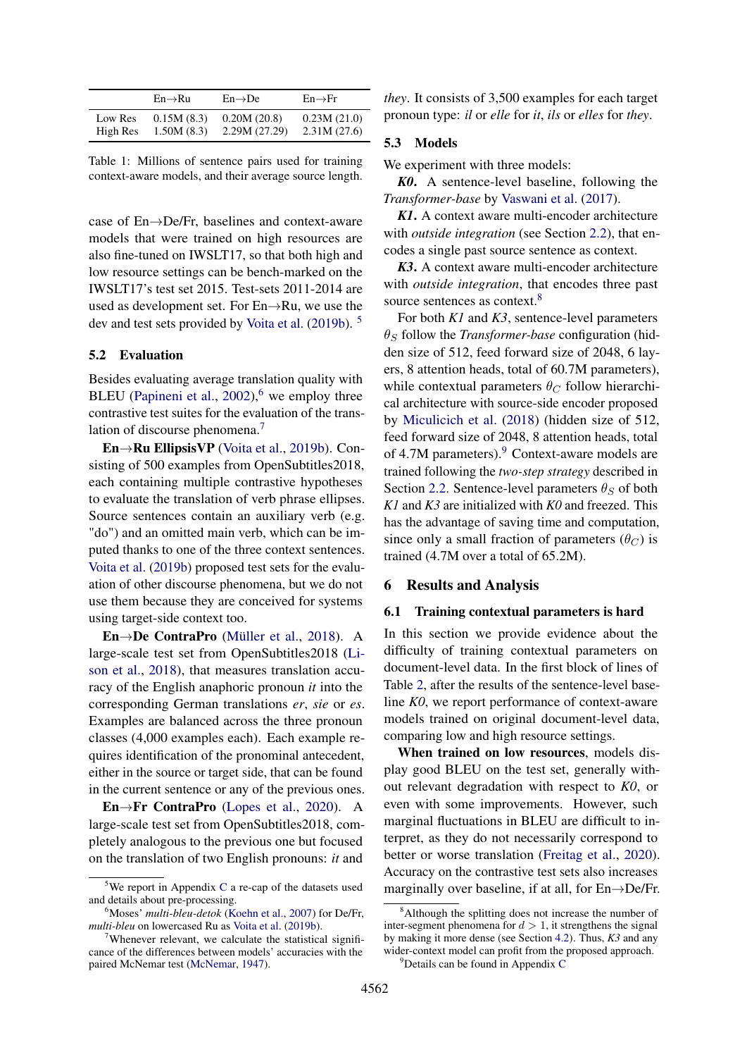|  | En→Ru | En→De | En→Fr |
|---|---|---|---|
| Low Res | 0.15M (8.3) | 0.20M (20.8) | 0.23M (21.0) |
| High Res | 1.50M (8.3) | 2.29M (27.29) | 2.31M (27.6) |

Table 1: Millions of sentence pairs used for training context-aware models, and their average source length.

case of En→De/Fr, baselines and context-aware models that were trained on high resources are also fine-tuned on IWSLT17, so that both high and low resource settings can be bench-marked on the IWSLT17's test set 2015. Test-sets 2011-2014 are used as development set. For En→Ru, we use the dev and test sets provided by Voita et al. (2019b). [5]

## 5.2 Evaluation

Besides evaluating average translation quality with BLEU (Papineni et al., 2002),[6] we employ three contrastive test suites for the evaluation of the translation of discourse phenomena.[7]

**En→Ru EllipsisVP** (Voita et al., 2019b). Consisting of 500 examples from OpenSubtitles2018, each containing multiple contrastive hypotheses to evaluate the translation of verb phrase ellipses. Source sentences contain an auxiliary verb (e.g. "do") and an omitted main verb, which can be imputed thanks to one of the three context sentences. Voita et al. (2019b) proposed test sets for the evaluation of other discourse phenomena, but we do not use them because they are conceived for systems using target-side context too.

**En→De ContraPro** (Müller et al., 2018). A large-scale test set from OpenSubtitles2018 (Lison et al., 2018), that measures translation accuracy of the English anaphoric pronoun *it* into the corresponding German translations *er*, *sie* or *es*. Examples are balanced across the three pronoun classes (4,000 examples each). Each example requires identification of the pronominal antecedent, either in the source or target side, that can be found in the current sentence or any of the previous ones.

**En→Fr ContraPro** (Lopes et al., 2020). A large-scale test set from OpenSubtitles2018, completely analogous to the previous one but focused on the translation of two English pronouns: *it* and *they*. It consists of 3,500 examples for each target pronoun type: *il* or *elle* for *it*, *ils* or *elles* for *they*.

## 5.3 Models

We experiment with three models:

***K0***. A sentence-level baseline, following the *Transformer-base* by Vaswani et al. (2017).

***K1***. A context aware multi-encoder architecture with *outside integration* (see Section 2.2), that encodes a single past source sentence as context.

***K3***. A context aware multi-encoder architecture with *outside integration*, that encodes three past source sentences as context.[8]

For both *K1* and *K3*, sentence-level parameters $\theta_S$ follow the *Transformer-base* configuration (hidden size of 512, feed forward size of 2048, 6 layers, 8 attention heads, total of 60.7M parameters), while contextual parameters $\theta_C$ follow hierarchical architecture with source-side encoder proposed by Miculicich et al. (2018) (hidden size of 512, feed forward size of 2048, 8 attention heads, total of 4.7M parameters).[9] Context-aware models are trained following the *two-step strategy* described in Section 2.2. Sentence-level parameters $\theta_S$ of both *K1* and *K3* are initialized with *K0* and freezed. This has the advantage of saving time and computation, since only a small fraction of parameters ($\theta_C$) is trained (4.7M over a total of 65.2M).

# 6 Results and Analysis

## 6.1 Training contextual parameters is hard

In this section we provide evidence about the difficulty of training contextual parameters on document-level data. In the first block of lines of Table 2, after the results of the sentence-level baseline *K0*, we report performance of context-aware models trained on original document-level data, comparing low and high resource settings.

**When trained on low resources**, models display good BLEU on the test set, generally without relevant degradation with respect to *K0*, or even with some improvements. However, such marginal fluctuations in BLEU are difficult to interpret, as they do not necessarily correspond to better or worse translation (Freitag et al., 2020). Accuracy on the contrastive test sets also increases marginally over baseline, if at all, for En→De/Fr.

[5] We report in Appendix C a re-cap of the datasets used and details about pre-processing.

[6] Moses' *multi-bleu-detok* (Koehn et al., 2007) for De/Fr, *multi-bleu* on lowercased Ru as Voita et al. (2019b).

[7] Whenever relevant, we calculate the statistical significance of the differences between models' accuracies with the paired McNemar test (McNemar, 1947).

[8] Although the splitting does not increase the number of inter-segment phenomena for $d > 1$, it strengthens the signal by making it more dense (see Section 4.2). Thus, *K3* and any wider-context model can profit from the proposed approach.

[9] Details can be found in Appendix C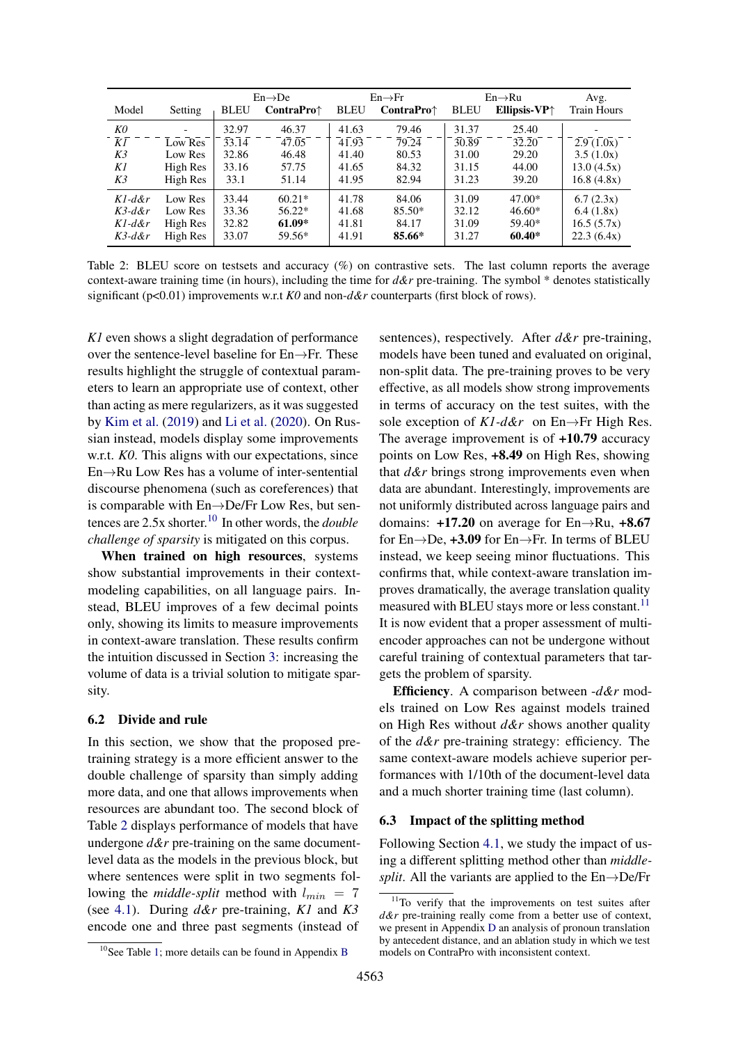| Model | Setting | En→De |  | En→Fr |  | En→Ru |  | Avg. |
|---|---|---|---|---|---|---|---|---|
|  |  | BLEU | **ContraPro**↑ | BLEU | **ContraPro**↑ | BLEU | **Ellipsis-VP**↑ | Train Hours |
| *K0* | - | 32.97 | 46.37 | 41.63 | 79.46 | 31.37 | 25.40 | - |
| *K1* | Low Res | 33.14 | 47.05 | 41.93 | 79.24 | 30.89 | 32.20 | 2.9 (1.0x) |
| *K3* | Low Res | 32.86 | 46.48 | 41.40 | 80.53 | 31.00 | 29.20 | 3.5 (1.0x) |
| *K1* | High Res | 33.16 | 57.75 | 41.65 | 84.32 | 31.15 | 44.00 | 13.0 (4.5x) |
| *K3* | High Res | 33.1 | 51.14 | 41.95 | 82.94 | 31.23 | 39.20 | 16.8 (4.8x) |
| *K1-d&r* | Low Res | 33.44 | 60.21* | 41.78 | 84.06 | 31.09 | 47.00* | 6.7 (2.3x) |
| *K3-d&r* | Low Res | 33.36 | 56.22* | 41.68 | 85.50* | 32.12 | 46.60* | 6.4 (1.8x) |
| *K1-d&r* | High Res | 32.82 | **61.09*** | 41.81 | 84.17 | 31.09 | 59.40* | 16.5 (5.7x) |
| *K3-d&r* | High Res | 33.07 | 59.56* | 41.91 | **85.66*** | 31.27 | **60.40*** | 22.3 (6.4x) |

Table 2: BLEU score on testsets and accuracy (%) on contrastive sets. The last column reports the average context-aware training time (in hours), including the time for *d&r* pre-training. The symbol * denotes statistically significant (p<0.01) improvements w.r.t *K0* and non-*d&r* counterparts (first block of rows).

*K1* even shows a slight degradation of performance over the sentence-level baseline for En→Fr. These results highlight the struggle of contextual parameters to learn an appropriate use of context, other than acting as mere regularizers, as it was suggested by Kim et al. (2019) and Li et al. (2020). On Russian instead, models display some improvements w.r.t. *K0*. This aligns with our expectations, since En→Ru Low Res has a volume of inter-sentential discourse phenomena (such as coreferences) that is comparable with En→De/Fr Low Res, but sentences are 2.5x shorter.[10] In other words, the *double challenge of sparsity* is mitigated on this corpus.

**When trained on high resources**, systems show substantial improvements in their context-modeling capabilities, on all language pairs. Instead, BLEU improves of a few decimal points only, showing its limits to measure improvements in context-aware translation. These results confirm the intuition discussed in Section 3: increasing the volume of data is a trivial solution to mitigate sparsity.

### 6.2 Divide and rule

In this section, we show that the proposed pre-training strategy is a more efficient answer to the double challenge of sparsity than simply adding more data, and one that allows improvements when resources are abundant too. The second block of Table 2 displays performance of models that have undergone *d&r* pre-training on the same document-level data as the models in the previous block, but where sentences were split in two segments following the *middle-split* method with $l_{min} = 7$ (see 4.1). During *d&r* pre-training, *K1* and *K3* encode one and three past segments (instead of sentences), respectively. After *d&r* pre-training, models have been tuned and evaluated on original, non-split data. The pre-training proves to be very effective, as all models show strong improvements in terms of accuracy on the test suites, with the sole exception of *K1-d&r* on En→Fr High Res. The average improvement is of **+10.79** accuracy points on Low Res, **+8.49** on High Res, showing that *d&r* brings strong improvements even when data are abundant. Interestingly, improvements are not uniformly distributed across language pairs and domains: **+17.20** on average for En→Ru, **+8.67** for En→De, **+3.09** for En→Fr. In terms of BLEU instead, we keep seeing minor fluctuations. This confirms that, while context-aware translation improves dramatically, the average translation quality measured with BLEU stays more or less constant.[11] It is now evident that a proper assessment of multi-encoder approaches can not be undergone without careful training of contextual parameters that targets the problem of sparsity.

**Efficiency**. A comparison between -*d&r* models trained on Low Res against models trained on High Res without *d&r* shows another quality of the *d&r* pre-training strategy: efficiency. The same context-aware models achieve superior performances with 1/10th of the document-level data and a much shorter training time (last column).

### 6.3 Impact of the splitting method

Following Section 4.1, we study the impact of using a different splitting method other than *middle-split*. All the variants are applied to the En→De/Fr

[10] See Table 1; more details can be found in Appendix B

[11] To verify that the improvements on test suites after *d&r* pre-training really come from a better use of context, we present in Appendix D an analysis of pronoun translation by antecedent distance, and an ablation study in which we test models on ContraPro with inconsistent context.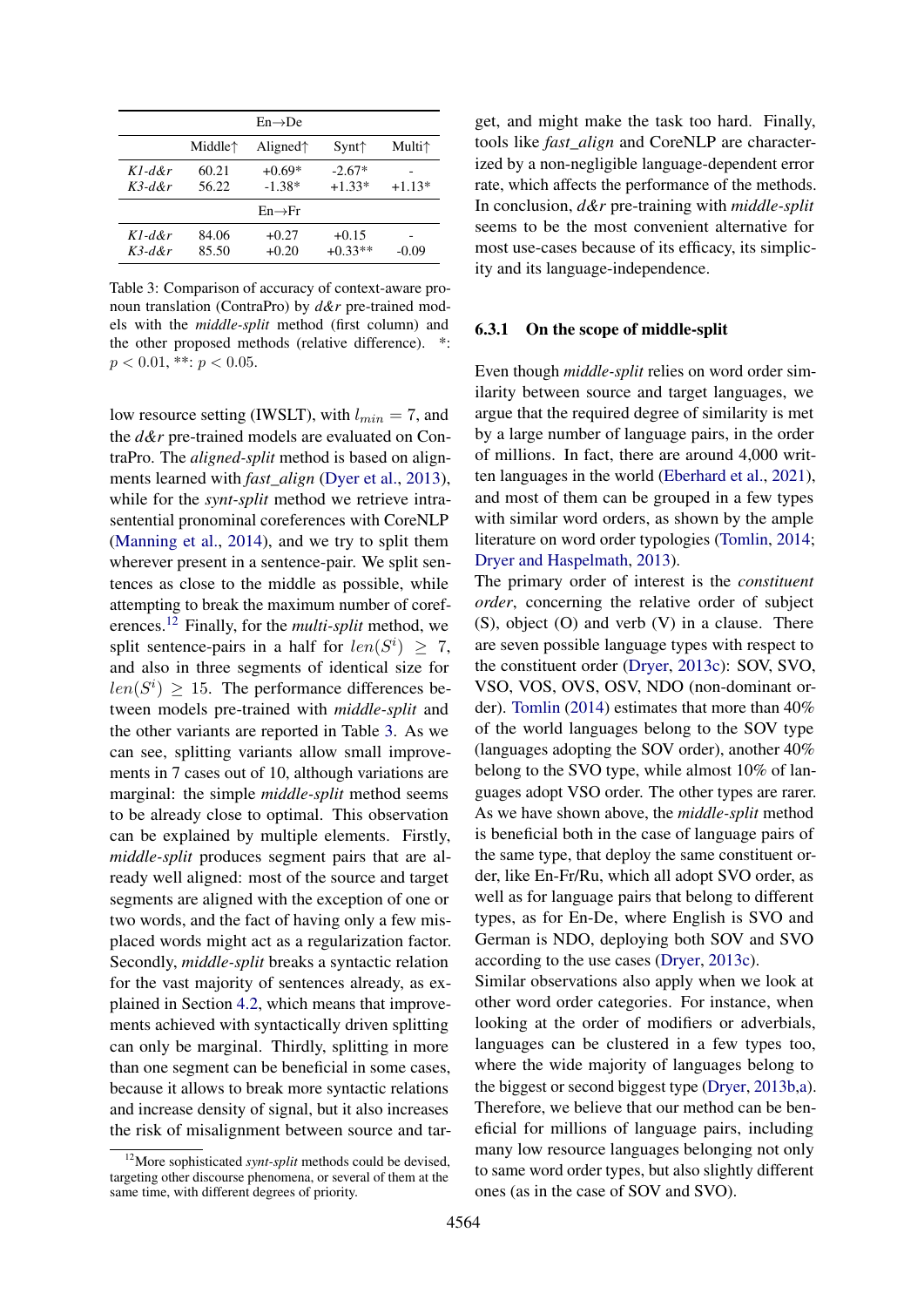| En→De | | | | |
|---|---|---|---|---|
| | Middle↑ | Aligned↑ | Synt↑ | Multi↑ |
| *K1-d&r* | 60.21 | +0.69* | -2.67* | - |
| *K3-d&r* | 56.22 | -1.38* | +1.33* | +1.13* |
| En→Fr | | | | |
| *K1-d&r* | 84.06 | +0.27 | +0.15 | - |
| *K3-d&r* | 85.50 | +0.20 | +0.33** | -0.09 |

Table 3: Comparison of accuracy of context-aware pronoun translation (ContraPro) by *d&r* pre-trained models with the *middle-split* method (first column) and the other proposed methods (relative difference). *: $p < 0.01$, **: $p < 0.05$.

low resource setting (IWSLT), with $l_{min} = 7$, and the *d&r* pre-trained models are evaluated on ContraPro. The *aligned-split* method is based on alignments learned with *fast_align* (Dyer et al., 2013), while for the *synt-split* method we retrieve intra-sentential pronominal coreferences with CoreNLP (Manning et al., 2014), and we try to split them wherever present in a sentence-pair. We split sentences as close to the middle as possible, while attempting to break the maximum number of coreferences.[12] Finally, for the *multi-split* method, we split sentence-pairs in a half for $len(S^i) \geq 7$, and also in three segments of identical size for $len(S^i) \geq 15$. The performance differences between models pre-trained with *middle-split* and the other variants are reported in Table 3. As we can see, splitting variants allow small improvements in 7 cases out of 10, although variations are marginal: the simple *middle-split* method seems to be already close to optimal. This observation can be explained by multiple elements. Firstly, *middle-split* produces segment pairs that are already well aligned: most of the source and target segments are aligned with the exception of one or two words, and the fact of having only a few misplaced words might act as a regularization factor. Secondly, *middle-split* breaks a syntactic relation for the vast majority of sentences already, as explained in Section 4.2, which means that improvements achieved with syntactically driven splitting can only be marginal. Thirdly, splitting in more than one segment can be beneficial in some cases, because it allows to break more syntactic relations and increase density of signal, but it also increases the risk of misalignment between source and target, and might make the task too hard. Finally, tools like *fast_align* and CoreNLP are characterized by a non-negligible language-dependent error rate, which affects the performance of the methods. In conclusion, *d&r* pre-training with *middle-split* seems to be the most convenient alternative for most use-cases because of its efficacy, its simplicity and its language-independence.

[12] More sophisticated *synt-split* methods could be devised, targeting other discourse phenomena, or several of them at the same time, with different degrees of priority.

### 6.3.1 On the scope of middle-split

Even though *middle-split* relies on word order similarity between source and target languages, we argue that the required degree of similarity is met by a large number of language pairs, in the order of millions. In fact, there are around 4,000 written languages in the world (Eberhard et al., 2021), and most of them can be grouped in a few types with similar word orders, as shown by the ample literature on word order typologies (Tomlin, 2014; Dryer and Haspelmath, 2013).

The primary order of interest is the *constituent order*, concerning the relative order of subject (S), object (O) and verb (V) in a clause. There are seven possible language types with respect to the constituent order (Dryer, 2013c): SOV, SVO, VSO, VOS, OVS, OSV, NDO (non-dominant order). Tomlin (2014) estimates that more than 40% of the world languages belong to the SOV type (languages adopting the SOV order), another 40% belong to the SVO type, while almost 10% of languages adopt VSO order. The other types are rarer. As we have shown above, the *middle-split* method is beneficial both in the case of language pairs of the same type, that deploy the same constituent order, like En-Fr/Ru, which all adopt SVO order, as well as for language pairs that belong to different types, as for En-De, where English is SVO and German is NDO, deploying both SOV and SVO according to the use cases (Dryer, 2013c).

Similar observations also apply when we look at other word order categories. For instance, when looking at the order of modifiers or adverbials, languages can be clustered in a few types too, where the wide majority of languages belong to the biggest or second biggest type (Dryer, 2013b,a). Therefore, we believe that our method can be beneficial for millions of language pairs, including many low resource languages belonging not only to same word order types, but also slightly different ones (as in the case of SOV and SVO).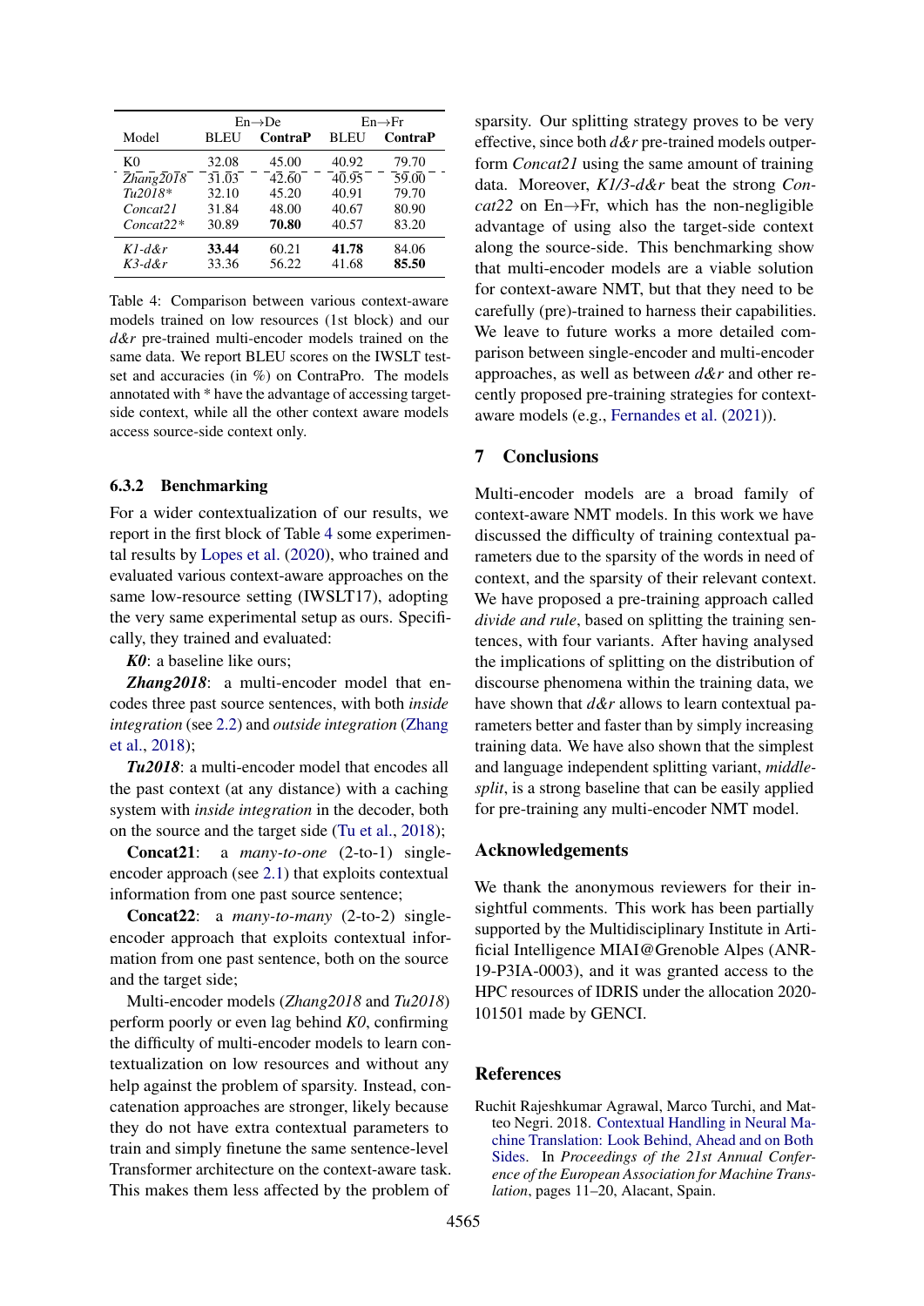| Model | En→De | | En→Fr | |
|---|---|---|---|---|
| | BLEU | **ContraP** | BLEU | **ContraP** |
| K0 | 32.08 | 45.00 | 40.92 | 79.70 |
| *Zhang2018* | 31.03 | 42.60 | 40.95 | 59.00 |
| *Tu2018\** | 32.10 | 45.20 | 40.91 | 79.70 |
| *Concat21* | 31.84 | 48.00 | 40.67 | 80.90 |
| *Concat22\** | 30.89 | **70.80** | 40.57 | 83.20 |
| *K1-d&r* | **33.44** | 60.21 | **41.78** | 84.06 |
| *K3-d&r* | 33.36 | 56.22 | 41.68 | **85.50** |

Table 4: Comparison between various context-aware models trained on low resources (1st block) and our *d&r* pre-trained multi-encoder models trained on the same data. We report BLEU scores on the IWSLT test-set and accuracies (in %) on ContraPro. The models annotated with * have the advantage of accessing target-side context, while all the other context aware models access source-side context only.

### 6.3.2 Benchmarking

For a wider contextualization of our results, we report in the first block of Table 4 some experimental results by Lopes et al. (2020), who trained and evaluated various context-aware approaches on the same low-resource setting (IWSLT17), adopting the very same experimental setup as ours. Specifically, they trained and evaluated:

***K0***: a baseline like ours;

***Zhang2018***: a multi-encoder model that encodes three past source sentences, with both *inside integration* (see 2.2) and *outside integration* (Zhang et al., 2018);

***Tu2018***: a multi-encoder model that encodes all the past context (at any distance) with a caching system with *inside integration* in the decoder, both on the source and the target side (Tu et al., 2018);

**Concat21**: a *many-to-one* (2-to-1) single-encoder approach (see 2.1) that exploits contextual information from one past source sentence;

**Concat22**: a *many-to-many* (2-to-2) single-encoder approach that exploits contextual information from one past sentence, both on the source and the target side;

Multi-encoder models (*Zhang2018* and *Tu2018*) perform poorly or even lag behind *K0*, confirming the difficulty of multi-encoder models to learn contextualization on low resources and without any help against the problem of sparsity. Instead, concatenation approaches are stronger, likely because they do not have extra contextual parameters to train and simply finetune the same sentence-level Transformer architecture on the context-aware task. This makes them less affected by the problem of sparsity. Our splitting strategy proves to be very effective, since both *d&r* pre-trained models outperform *Concat21* using the same amount of training data. Moreover, *K1/3-d&r* beat the strong *Concat22* on En→Fr, which has the non-negligible advantage of using also the target-side context along the source-side. This benchmarking show that multi-encoder models are a viable solution for context-aware NMT, but that they need to be carefully (pre)-trained to harness their capabilities. We leave to future works a more detailed comparison between single-encoder and multi-encoder approaches, as well as between *d&r* and other recently proposed pre-training strategies for context-aware models (e.g., Fernandes et al. (2021)).

## 7 Conclusions

Multi-encoder models are a broad family of context-aware NMT models. In this work we have discussed the difficulty of training contextual parameters due to the sparsity of the words in need of context, and the sparsity of their relevant context. We have proposed a pre-training approach called *divide and rule*, based on splitting the training sentences, with four variants. After having analysed the implications of splitting on the distribution of discourse phenomena within the training data, we have shown that *d&r* allows to learn contextual parameters better and faster than by simply increasing training data. We have also shown that the simplest and language independent splitting variant, *middle-split*, is a strong baseline that can be easily applied for pre-training any multi-encoder NMT model.

## Acknowledgements

We thank the anonymous reviewers for their insightful comments. This work has been partially supported by the Multidisciplinary Institute in Artificial Intelligence MIAI@Grenoble Alpes (ANR-19-P3IA-0003), and it was granted access to the HPC resources of IDRIS under the allocation 2020-101501 made by GENCI.

## References

Ruchit Rajeshkumar Agrawal, Marco Turchi, and Matteo Negri. 2018. Contextual Handling in Neural Machine Translation: Look Behind, Ahead and on Both Sides. In *Proceedings of the 21st Annual Conference of the European Association for Machine Translation*, pages 11–20, Alacant, Spain.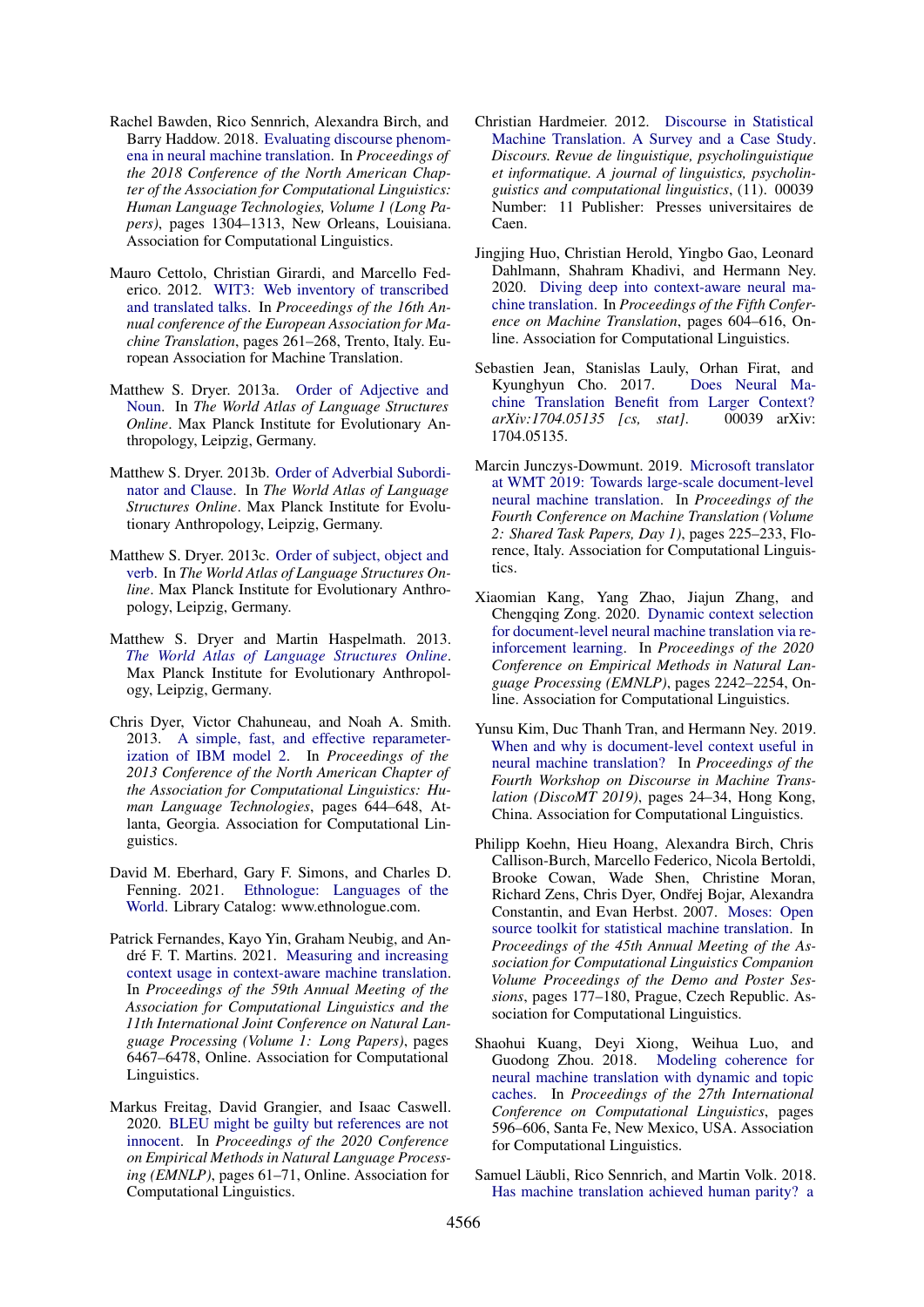Rachel Bawden, Rico Sennrich, Alexandra Birch, and Barry Haddow. 2018. Evaluating discourse phenomena in neural machine translation. In *Proceedings of the 2018 Conference of the North American Chapter of the Association for Computational Linguistics: Human Language Technologies, Volume 1 (Long Papers)*, pages 1304–1313, New Orleans, Louisiana. Association for Computational Linguistics.

Mauro Cettolo, Christian Girardi, and Marcello Federico. 2012. WIT3: Web inventory of transcribed and translated talks. In *Proceedings of the 16th Annual conference of the European Association for Machine Translation*, pages 261–268, Trento, Italy. European Association for Machine Translation.

Matthew S. Dryer. 2013a. Order of Adjective and Noun. In *The World Atlas of Language Structures Online*. Max Planck Institute for Evolutionary Anthropology, Leipzig, Germany.

Matthew S. Dryer. 2013b. Order of Adverbial Subordinator and Clause. In *The World Atlas of Language Structures Online*. Max Planck Institute for Evolutionary Anthropology, Leipzig, Germany.

Matthew S. Dryer. 2013c. Order of subject, object and verb. In *The World Atlas of Language Structures Online*. Max Planck Institute for Evolutionary Anthropology, Leipzig, Germany.

Matthew S. Dryer and Martin Haspelmath. 2013. *The World Atlas of Language Structures Online*. Max Planck Institute for Evolutionary Anthropology, Leipzig, Germany.

Chris Dyer, Victor Chahuneau, and Noah A. Smith. 2013. A simple, fast, and effective reparameterization of IBM model 2. In *Proceedings of the 2013 Conference of the North American Chapter of the Association for Computational Linguistics: Human Language Technologies*, pages 644–648, Atlanta, Georgia. Association for Computational Linguistics.

David M. Eberhard, Gary F. Simons, and Charles D. Fenning. 2021. Ethnologue: Languages of the World. Library Catalog: www.ethnologue.com.

Patrick Fernandes, Kayo Yin, Graham Neubig, and André F. T. Martins. 2021. Measuring and increasing context usage in context-aware machine translation. In *Proceedings of the 59th Annual Meeting of the Association for Computational Linguistics and the 11th International Joint Conference on Natural Language Processing (Volume 1: Long Papers)*, pages 6467–6478, Online. Association for Computational Linguistics.

Markus Freitag, David Grangier, and Isaac Caswell. 2020. BLEU might be guilty but references are not innocent. In *Proceedings of the 2020 Conference on Empirical Methods in Natural Language Processing (EMNLP)*, pages 61–71, Online. Association for Computational Linguistics.

Christian Hardmeier. 2012. Discourse in Statistical Machine Translation. A Survey and a Case Study. *Discours. Revue de linguistique, psycholinguistique et informatique. A journal of linguistics, psycholinguistics and computational linguistics*, (11). 00039 Number: 11 Publisher: Presses universitaires de Caen.

Jingjing Huo, Christian Herold, Yingbo Gao, Leonard Dahlmann, Shahram Khadivi, and Hermann Ney. 2020. Diving deep into context-aware neural machine translation. In *Proceedings of the Fifth Conference on Machine Translation*, pages 604–616, Online. Association for Computational Linguistics.

Sebastien Jean, Stanislas Lauly, Orhan Firat, and Kyunghyun Cho. 2017. Does Neural Machine Translation Benefit from Larger Context? *arXiv:1704.05135 [cs, stat]*. 00039 arXiv: 1704.05135.

Marcin Junczys-Dowmunt. 2019. Microsoft translator at WMT 2019: Towards large-scale document-level neural machine translation. In *Proceedings of the Fourth Conference on Machine Translation (Volume 2: Shared Task Papers, Day 1)*, pages 225–233, Florence, Italy. Association for Computational Linguistics.

Xiaomian Kang, Yang Zhao, Jiajun Zhang, and Chengqing Zong. 2020. Dynamic context selection for document-level neural machine translation via reinforcement learning. In *Proceedings of the 2020 Conference on Empirical Methods in Natural Language Processing (EMNLP)*, pages 2242–2254, Online. Association for Computational Linguistics.

Yunsu Kim, Duc Thanh Tran, and Hermann Ney. 2019. When and why is document-level context useful in neural machine translation? In *Proceedings of the Fourth Workshop on Discourse in Machine Translation (DiscoMT 2019)*, pages 24–34, Hong Kong, China. Association for Computational Linguistics.

Philipp Koehn, Hieu Hoang, Alexandra Birch, Chris Callison-Burch, Marcello Federico, Nicola Bertoldi, Brooke Cowan, Wade Shen, Christine Moran, Richard Zens, Chris Dyer, Ondřej Bojar, Alexandra Constantin, and Evan Herbst. 2007. Moses: Open source toolkit for statistical machine translation. In *Proceedings of the 45th Annual Meeting of the Association for Computational Linguistics Companion Volume Proceedings of the Demo and Poster Sessions*, pages 177–180, Prague, Czech Republic. Association for Computational Linguistics.

Shaohui Kuang, Deyi Xiong, Weihua Luo, and Guodong Zhou. 2018. Modeling coherence for neural machine translation with dynamic and topic caches. In *Proceedings of the 27th International Conference on Computational Linguistics*, pages 596–606, Santa Fe, New Mexico, USA. Association for Computational Linguistics.

Samuel Läubli, Rico Sennrich, and Martin Volk. 2018. Has machine translation achieved human parity? a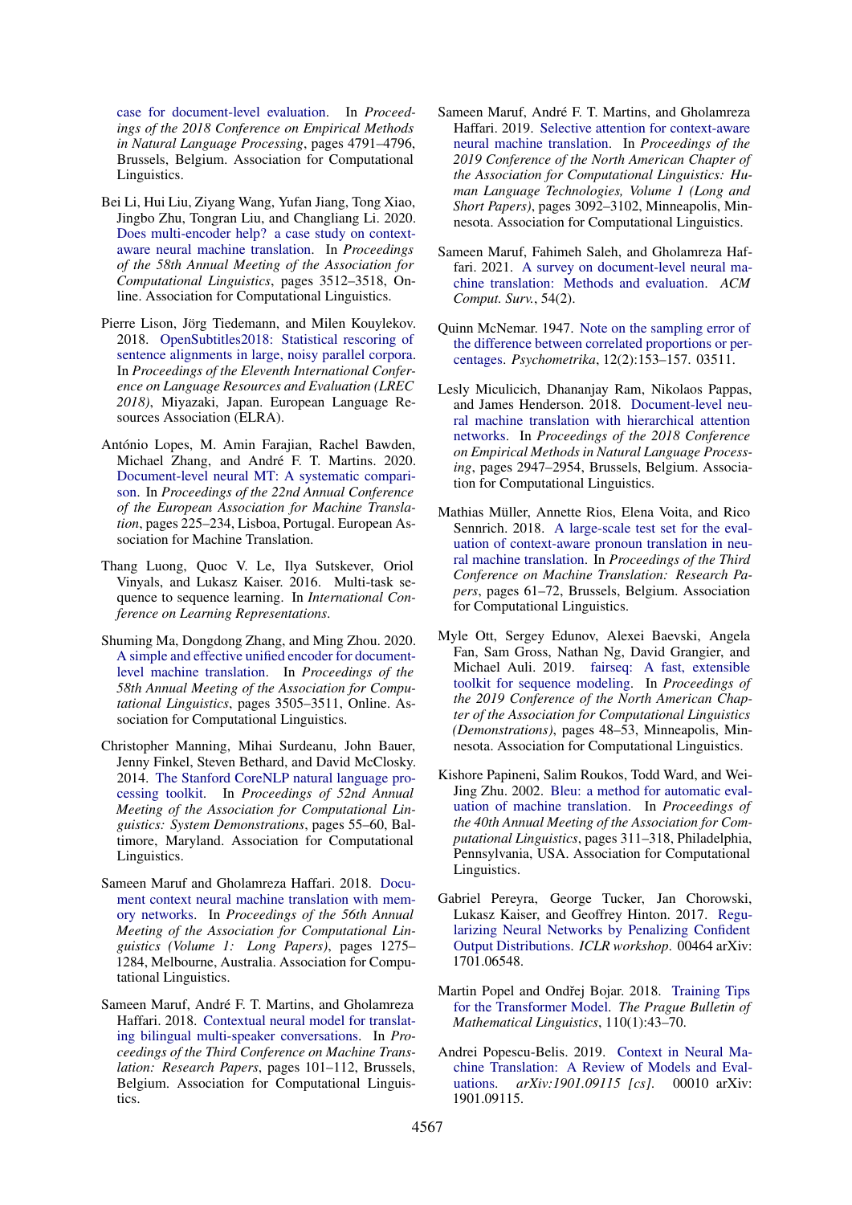case for document-level evaluation. In *Proceedings of the 2018 Conference on Empirical Methods in Natural Language Processing*, pages 4791–4796, Brussels, Belgium. Association for Computational Linguistics.

Bei Li, Hui Liu, Ziyang Wang, Yufan Jiang, Tong Xiao, Jingbo Zhu, Tongran Liu, and Changliang Li. 2020. Does multi-encoder help? a case study on context-aware neural machine translation. In *Proceedings of the 58th Annual Meeting of the Association for Computational Linguistics*, pages 3512–3518, Online. Association for Computational Linguistics.

Pierre Lison, Jörg Tiedemann, and Milen Kouylekov. 2018. OpenSubtitles2018: Statistical rescoring of sentence alignments in large, noisy parallel corpora. In *Proceedings of the Eleventh International Conference on Language Resources and Evaluation (LREC 2018)*, Miyazaki, Japan. European Language Resources Association (ELRA).

António Lopes, M. Amin Farajian, Rachel Bawden, Michael Zhang, and André F. T. Martins. 2020. Document-level neural MT: A systematic comparison. In *Proceedings of the 22nd Annual Conference of the European Association for Machine Translation*, pages 225–234, Lisboa, Portugal. European Association for Machine Translation.

Thang Luong, Quoc V. Le, Ilya Sutskever, Oriol Vinyals, and Lukasz Kaiser. 2016. Multi-task sequence to sequence learning. In *International Conference on Learning Representations*.

Shuming Ma, Dongdong Zhang, and Ming Zhou. 2020. A simple and effective unified encoder for document-level machine translation. In *Proceedings of the 58th Annual Meeting of the Association for Computational Linguistics*, pages 3505–3511, Online. Association for Computational Linguistics.

Christopher Manning, Mihai Surdeanu, John Bauer, Jenny Finkel, Steven Bethard, and David McClosky. 2014. The Stanford CoreNLP natural language processing toolkit. In *Proceedings of 52nd Annual Meeting of the Association for Computational Linguistics: System Demonstrations*, pages 55–60, Baltimore, Maryland. Association for Computational Linguistics.

Sameen Maruf and Gholamreza Haffari. 2018. Document context neural machine translation with memory networks. In *Proceedings of the 56th Annual Meeting of the Association for Computational Linguistics (Volume 1: Long Papers)*, pages 1275–1284, Melbourne, Australia. Association for Computational Linguistics.

Sameen Maruf, André F. T. Martins, and Gholamreza Haffari. 2018. Contextual neural model for translating bilingual multi-speaker conversations. In *Proceedings of the Third Conference on Machine Translation: Research Papers*, pages 101–112, Brussels, Belgium. Association for Computational Linguistics.

Sameen Maruf, André F. T. Martins, and Gholamreza Haffari. 2019. Selective attention for context-aware neural machine translation. In *Proceedings of the 2019 Conference of the North American Chapter of the Association for Computational Linguistics: Human Language Technologies, Volume 1 (Long and Short Papers)*, pages 3092–3102, Minneapolis, Minnesota. Association for Computational Linguistics.

Sameen Maruf, Fahimeh Saleh, and Gholamreza Haffari. 2021. A survey on document-level neural machine translation: Methods and evaluation. *ACM Comput. Surv.*, 54(2).

Quinn McNemar. 1947. Note on the sampling error of the difference between correlated proportions or percentages. *Psychometrika*, 12(2):153–157. 03511.

Lesly Miculicich, Dhananjay Ram, Nikolaos Pappas, and James Henderson. 2018. Document-level neural machine translation with hierarchical attention networks. In *Proceedings of the 2018 Conference on Empirical Methods in Natural Language Processing*, pages 2947–2954, Brussels, Belgium. Association for Computational Linguistics.

Mathias Müller, Annette Rios, Elena Voita, and Rico Sennrich. 2018. A large-scale test set for the evaluation of context-aware pronoun translation in neural machine translation. In *Proceedings of the Third Conference on Machine Translation: Research Papers*, pages 61–72, Brussels, Belgium. Association for Computational Linguistics.

Myle Ott, Sergey Edunov, Alexei Baevski, Angela Fan, Sam Gross, Nathan Ng, David Grangier, and Michael Auli. 2019. fairseq: A fast, extensible toolkit for sequence modeling. In *Proceedings of the 2019 Conference of the North American Chapter of the Association for Computational Linguistics (Demonstrations)*, pages 48–53, Minneapolis, Minnesota. Association for Computational Linguistics.

Kishore Papineni, Salim Roukos, Todd Ward, and Wei-Jing Zhu. 2002. Bleu: a method for automatic evaluation of machine translation. In *Proceedings of the 40th Annual Meeting of the Association for Computational Linguistics*, pages 311–318, Philadelphia, Pennsylvania, USA. Association for Computational Linguistics.

Gabriel Pereyra, George Tucker, Jan Chorowski, Lukasz Kaiser, and Geoffrey Hinton. 2017. Regularizing Neural Networks by Penalizing Confident Output Distributions. *ICLR workshop*. 00464 arXiv: 1701.06548.

Martin Popel and Ondřej Bojar. 2018. Training Tips for the Transformer Model. *The Prague Bulletin of Mathematical Linguistics*, 110(1):43–70.

Andrei Popescu-Belis. 2019. Context in Neural Machine Translation: A Review of Models and Evaluations. *arXiv:1901.09115 [cs]*. 00010 arXiv: 1901.09115.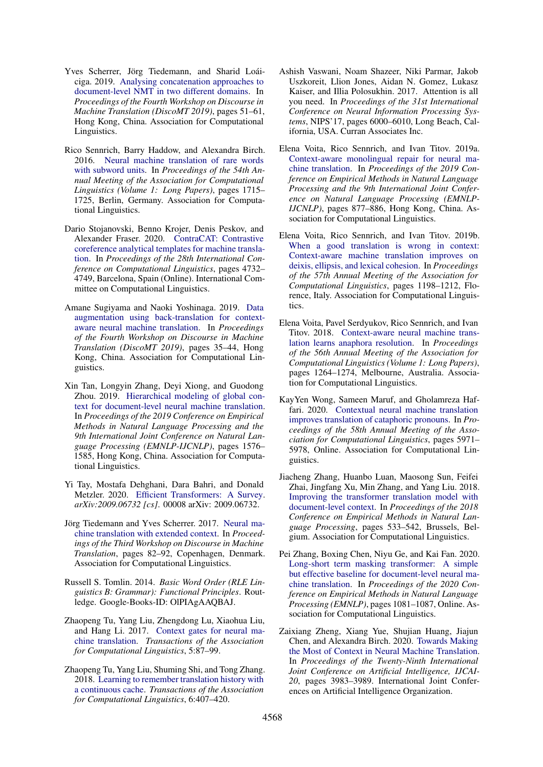Yves Scherrer, Jörg Tiedemann, and Sharid Loáiciga. 2019. Analysing concatenation approaches to document-level NMT in two different domains. In *Proceedings of the Fourth Workshop on Discourse in Machine Translation (DiscoMT 2019)*, pages 51–61, Hong Kong, China. Association for Computational Linguistics.

Rico Sennrich, Barry Haddow, and Alexandra Birch. 2016. Neural machine translation of rare words with subword units. In *Proceedings of the 54th Annual Meeting of the Association for Computational Linguistics (Volume 1: Long Papers)*, pages 1715–1725, Berlin, Germany. Association for Computational Linguistics.

Dario Stojanovski, Benno Krojer, Denis Peskov, and Alexander Fraser. 2020. ContraCAT: Contrastive coreference analytical templates for machine translation. In *Proceedings of the 28th International Conference on Computational Linguistics*, pages 4732–4749, Barcelona, Spain (Online). International Committee on Computational Linguistics.

Amane Sugiyama and Naoki Yoshinaga. 2019. Data augmentation using back-translation for context-aware neural machine translation. In *Proceedings of the Fourth Workshop on Discourse in Machine Translation (DiscoMT 2019)*, pages 35–44, Hong Kong, China. Association for Computational Linguistics.

Xin Tan, Longyin Zhang, Deyi Xiong, and Guodong Zhou. 2019. Hierarchical modeling of global context for document-level neural machine translation. In *Proceedings of the 2019 Conference on Empirical Methods in Natural Language Processing and the 9th International Joint Conference on Natural Language Processing (EMNLP-IJCNLP)*, pages 1576–1585, Hong Kong, China. Association for Computational Linguistics.

Yi Tay, Mostafa Dehghani, Dara Bahri, and Donald Metzler. 2020. Efficient Transformers: A Survey. *arXiv:2009.06732 [cs]*. 00008 arXiv: 2009.06732.

Jörg Tiedemann and Yves Scherrer. 2017. Neural machine translation with extended context. In *Proceedings of the Third Workshop on Discourse in Machine Translation*, pages 82–92, Copenhagen, Denmark. Association for Computational Linguistics.

Russell S. Tomlin. 2014. *Basic Word Order (RLE Linguistics B: Grammar): Functional Principles*. Routledge. Google-Books-ID: OlPIAgAAQBAJ.

Zhaopeng Tu, Yang Liu, Zhengdong Lu, Xiaohua Liu, and Hang Li. 2017. Context gates for neural machine translation. *Transactions of the Association for Computational Linguistics*, 5:87–99.

Zhaopeng Tu, Yang Liu, Shuming Shi, and Tong Zhang. 2018. Learning to remember translation history with a continuous cache. *Transactions of the Association for Computational Linguistics*, 6:407–420.

Ashish Vaswani, Noam Shazeer, Niki Parmar, Jakob Uszkoreit, Llion Jones, Aidan N. Gomez, Lukasz Kaiser, and Illia Polosukhin. 2017. Attention is all you need. In *Proceedings of the 31st International Conference on Neural Information Processing Systems*, NIPS'17, pages 6000–6010, Long Beach, California, USA. Curran Associates Inc.

Elena Voita, Rico Sennrich, and Ivan Titov. 2019a. Context-aware monolingual repair for neural machine translation. In *Proceedings of the 2019 Conference on Empirical Methods in Natural Language Processing and the 9th International Joint Conference on Natural Language Processing (EMNLP-IJCNLP)*, pages 877–886, Hong Kong, China. Association for Computational Linguistics.

Elena Voita, Rico Sennrich, and Ivan Titov. 2019b. When a good translation is wrong in context: Context-aware machine translation improves on deixis, ellipsis, and lexical cohesion. In *Proceedings of the 57th Annual Meeting of the Association for Computational Linguistics*, pages 1198–1212, Florence, Italy. Association for Computational Linguistics.

Elena Voita, Pavel Serdyukov, Rico Sennrich, and Ivan Titov. 2018. Context-aware neural machine translation learns anaphora resolution. In *Proceedings of the 56th Annual Meeting of the Association for Computational Linguistics (Volume 1: Long Papers)*, pages 1264–1274, Melbourne, Australia. Association for Computational Linguistics.

KayYen Wong, Sameen Maruf, and Gholamreza Haffari. 2020. Contextual neural machine translation improves translation of cataphoric pronouns. In *Proceedings of the 58th Annual Meeting of the Association for Computational Linguistics*, pages 5971–5978, Online. Association for Computational Linguistics.

Jiacheng Zhang, Huanbo Luan, Maosong Sun, Feifei Zhai, Jingfang Xu, Min Zhang, and Yang Liu. 2018. Improving the transformer translation model with document-level context. In *Proceedings of the 2018 Conference on Empirical Methods in Natural Language Processing*, pages 533–542, Brussels, Belgium. Association for Computational Linguistics.

Pei Zhang, Boxing Chen, Niyu Ge, and Kai Fan. 2020. Long-short term masking transformer: A simple but effective baseline for document-level neural machine translation. In *Proceedings of the 2020 Conference on Empirical Methods in Natural Language Processing (EMNLP)*, pages 1081–1087, Online. Association for Computational Linguistics.

Zaixiang Zheng, Xiang Yue, Shujian Huang, Jiajun Chen, and Alexandra Birch. 2020. Towards Making the Most of Context in Neural Machine Translation. In *Proceedings of the Twenty-Ninth International Joint Conference on Artificial Intelligence, IJCAI-20*, pages 3983–3989. International Joint Conferences on Artificial Intelligence Organization.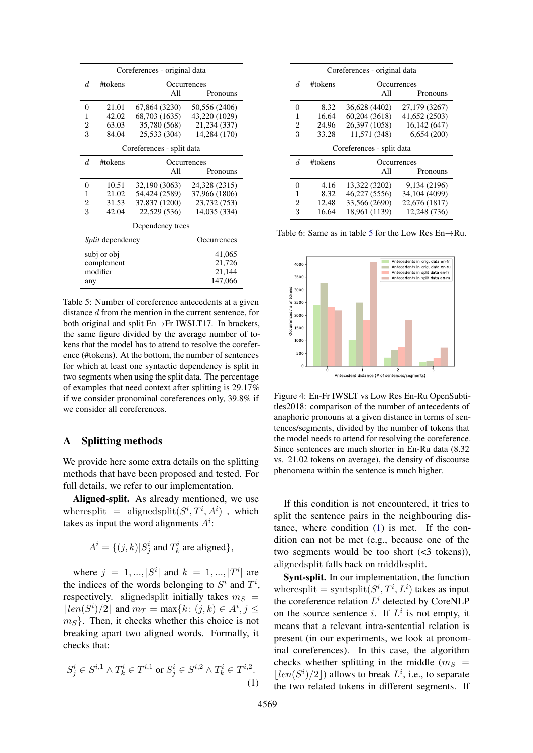| Coreferences - original data | | | |
|---|---|---|---|
| $d$ | #tokens | Occurrences All | Pronouns |
| 0 | 21.01 | 67,864 (3230) | 50,556 (2406) |
| 1 | 42.02 | 68,703 (1635) | 43,220 (1029) |
| 2 | 63.03 | 35,780 (568) | 21,234 (337) |
| 3 | 84.04 | 25,533 (304) | 14,284 (170) |
| **Coreferences - split data** | | | |
| $d$ | #tokens | Occurrences All | Pronouns |
| 0 | 10.51 | 32,190 (3063) | 24,328 (2315) |
| 1 | 21.02 | 54,424 (2589) | 37,966 (1806) |
| 2 | 31.53 | 37,837 (1200) | 23,732 (753) |
| 3 | 42.04 | 22,529 (536) | 14,035 (334) |

| Dependency trees | |
|---|---|
| *Split* dependency | Occurrences |
| subj or obj | 41,065 |
| complement | 21,726 |
| modifier | 21,144 |
| any | 147,066 |

Table 5: Number of coreference antecedents at a given distance $d$ from the mention in the current sentence, for both original and split En→Fr IWSLT17. In brackets, the same figure divided by the average number of tokens that the model has to attend to resolve the coreference (#tokens). At the bottom, the number of sentences for which at least one syntactic dependency is split in two segments when using the split data. The percentage of examples that need context after splitting is 29.17% if we consider pronominal coreferences only, 39.8% if we consider all coreferences.

| Coreferences - original data | | | |
|---|---|---|---|
| $d$ | #tokens | Occurrences All | Pronouns |
| 0 | 8.32 | 36,628 (4402) | 27,179 (3267) |
| 1 | 16.64 | 60,204 (3618) | 41,652 (2503) |
| 2 | 24.96 | 26,397 (1058) | 16,142 (647) |
| 3 | 33.28 | 11,571 (348) | 6,654 (200) |
| **Coreferences - split data** | | | |
| $d$ | #tokens | Occurrences All | Pronouns |
| 0 | 4.16 | 13,322 (3202) | 9,134 (2196) |
| 1 | 8.32 | 46,227 (5556) | 34,104 (4099) |
| 2 | 12.48 | 33,566 (2690) | 22,676 (1817) |
| 3 | 16.64 | 18,961 (1139) | 12,248 (736) |

Table 6: Same as in table 5 for the Low Res En→Ru.

Figure 4: En-Fr IWSLT vs Low Res En-Ru OpenSubtitles2018: comparison of the number of antecedents of anaphoric pronouns at a given distance in terms of sentences/segments, divided by the number of tokens that the model needs to attend for resolving the coreference. Since sentences are much shorter in En-Ru data (8.32 vs. 21.02 tokens on average), the density of discourse phenomena within the sentence is much higher.

## A Splitting methods

We provide here some extra details on the splitting methods that have been proposed and tested. For full details, we refer to our implementation.

**Aligned-split.** As already mentioned, we use $\text{wheresplit} = \text{alignedsplit}(S^i, T^i, A^i)$ , which takes as input the word alignments $A^i$:

$$A^i = \{(j,k) | S^i_j \text{ and } T^i_k \text{ are aligned}\},$$

where $j = 1, ..., |S^i|$ and $k = 1, ..., |T^i|$ are the indices of the words belonging to $S^i$ and $T^i$, respectively. alignedsplit initially takes $m_S = \lfloor len(S^i)/2 \rfloor$ and $m_T = \max\{k : (j,k) \in A^i, j \leq m_S\}$. Then, it checks whether this choice is not breaking apart two aligned words. Formally, it checks that:

$$S^i_j \in S^{i,1} \wedge T^i_k \in T^{i,1} \text{ or } S^i_j \in S^{i,2} \wedge T^i_k \in T^{i,2}. \quad (1)$$

If this condition is not encountered, it tries to split the sentence pairs in the neighbouring distance, where condition (1) is met. If the condition can not be met (e.g., because one of the two segments would be too short (<3 tokens)), alignedsplit falls back on middlesplit.

**Synt-split.** In our implementation, the function $\text{wheresplit} = \text{syntsplit}(S^i, T^i, L^i)$ takes as input the coreference relation $L^i$ detected by CoreNLP on the source sentence $i$. If $L^i$ is not empty, it means that a relevant intra-sentential relation is present (in our experiments, we look at pronominal coreferences). In this case, the algorithm checks whether splitting in the middle ($m_S = \lfloor len(S^i)/2 \rfloor$) allows to break $L^i$, i.e., to separate the two related tokens in different segments. If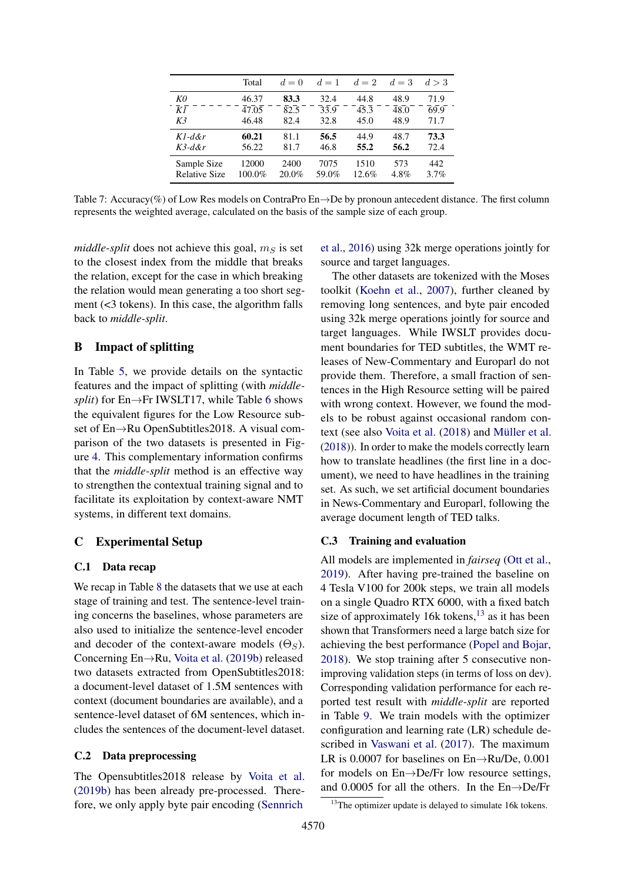|  | Total | $d = 0$ | $d = 1$ | $d = 2$ | $d = 3$ | $d > 3$ |
|---|---|---|---|---|---|---|
| *K0* | 46.37 | **83.3** | 32.4 | 44.8 | 48.9 | 71.9 |
| *K1* | 47.05 | 82.5 | 33.9 | 45.3 | 48.0 | 69.9 |
| *K3* | 46.48 | 82.4 | 32.8 | 45.0 | 48.9 | 71.7 |
| *K1-d&r* | **60.21** | 81.1 | **56.5** | 44.9 | 48.7 | **73.3** |
| *K3-d&r* | 56.22 | 81.7 | 46.8 | **55.2** | **56.2** | 72.4 |
| Sample Size | 12000 | 2400 | 7075 | 1510 | 573 | 442 |
| Relative Size | 100.0% | 20.0% | 59.0% | 12.6% | 4.8% | 3.7% |

Table 7: Accuracy(%) of Low Res models on ContraPro En→De by pronoun antecedent distance. The first column represents the weighted average, calculated on the basis of the sample size of each group.

*middle-split* does not achieve this goal, $m_S$ is set to the closest index from the middle that breaks the relation, except for the case in which breaking the relation would mean generating a too short segment (<3 tokens). In this case, the algorithm falls back to *middle-split*.

## B Impact of splitting

In Table 5, we provide details on the syntactic features and the impact of splitting (with *middle-split*) for En→Fr IWSLT17, while Table 6 shows the equivalent figures for the Low Resource subset of En→Ru OpenSubtitles2018. A visual comparison of the two datasets is presented in Figure 4. This complementary information confirms that the *middle-split* method is an effective way to strengthen the contextual training signal and to facilitate its exploitation by context-aware NMT systems, in different text domains.

## C Experimental Setup

### C.1 Data recap

We recap in Table 8 the datasets that we use at each stage of training and test. The sentence-level training concerns the baselines, whose parameters are also used to initialize the sentence-level encoder and decoder of the context-aware models ($\Theta_S$). Concerning En→Ru, Voita et al. (2019b) released two datasets extracted from OpenSubtitles2018: a document-level dataset of 1.5M sentences with context (document boundaries are available), and a sentence-level dataset of 6M sentences, which includes the sentences of the document-level dataset.

### C.2 Data preprocessing

The Opensubtitles2018 release by Voita et al. (2019b) has been already pre-processed. Therefore, we only apply byte pair encoding (Sennrich et al., 2016) using 32k merge operations jointly for source and target languages.

The other datasets are tokenized with the Moses toolkit (Koehn et al., 2007), further cleaned by removing long sentences, and byte pair encoded using 32k merge operations jointly for source and target languages. While IWSLT provides document boundaries for TED subtitles, the WMT releases of New-Commentary and Europarl do not provide them. Therefore, a small fraction of sentences in the High Resource setting will be paired with wrong context. However, we found the models to be robust against occasional random context (see also Voita et al. (2018) and Müller et al. (2018)). In order to make the models correctly learn how to translate headlines (the first line in a document), we need to have headlines in the training set. As such, we set artificial document boundaries in News-Commentary and Europarl, following the average document length of TED talks.

### C.3 Training and evaluation

All models are implemented in *fairseq* (Ott et al., 2019). After having pre-trained the baseline on 4 Tesla V100 for 200k steps, we train all models on a single Quadro RTX 6000, with a fixed batch size of approximately 16k tokens,[13] as it has been shown that Transformers need a large batch size for achieving the best performance (Popel and Bojar, 2018). We stop training after 5 consecutive non-improving validation steps (in terms of loss on dev). Corresponding validation performance for each reported test result with *middle-split* are reported in Table 9. We train models with the optimizer configuration and learning rate (LR) schedule described in Vaswani et al. (2017). The maximum LR is 0.0007 for baselines on En→Ru/De, 0.001 for models on En→De/Fr low resource settings, and 0.0005 for all the others. In the En→De/Fr

[13]The optimizer update is delayed to simulate 16k tokens.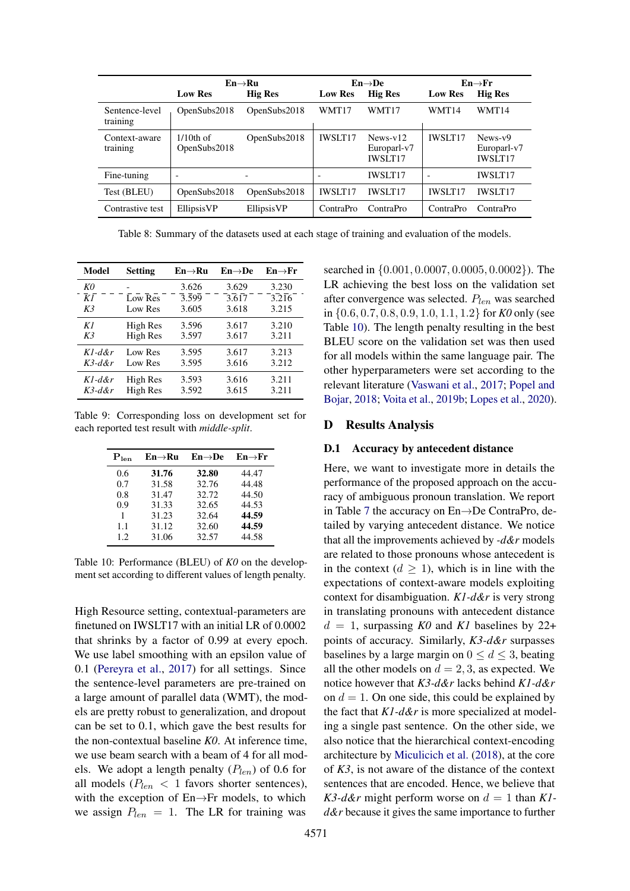| | En→Ru | | En→De | | En→Fr | |
|---|---|---|---|---|---|---|
| | **Low Res** | **Hig Res** | **Low Res** | **Hig Res** | **Low Res** | **Hig Res** |
| Sentence-level training | OpenSubs2018 | OpenSubs2018 | WMT17 | WMT17 | WMT14 | WMT14 |
| Context-aware training | 1/10th of OpenSubs2018 | OpenSubs2018 | IWSLT17 | News-v12 Europarl-v7 IWSLT17 | IWSLT17 | News-v9 Europarl-v7 IWSLT17 |
| Fine-tuning | - | - | - | IWSLT17 | - | IWSLT17 |
| Test (BLEU) | OpenSubs2018 | OpenSubs2018 | IWSLT17 | IWSLT17 | IWSLT17 | IWSLT17 |
| Contrastive test | EllipsisVP | EllipsisVP | ContraPro | ContraPro | ContraPro | ContraPro |

Table 8: Summary of the datasets used at each stage of training and evaluation of the models.

| Model | Setting | En→Ru | En→De | En→Fr |
|---|---|---|---|---|
| *K0* | - | 3.626 | 3.629 | 3.230 |
| *K1* | Low Res | 3.599 | 3.617 | 3.216 |
| *K3* | Low Res | 3.605 | 3.618 | 3.215 |
| *K1* | High Res | 3.596 | 3.617 | 3.210 |
| *K3* | High Res | 3.597 | 3.617 | 3.211 |
| *K1-d&r* | Low Res | 3.595 | 3.617 | 3.213 |
| *K3-d&r* | Low Res | 3.595 | 3.616 | 3.212 |
| *K1-d&r* | High Res | 3.593 | 3.616 | 3.211 |
| *K3-d&r* | High Res | 3.592 | 3.615 | 3.211 |

Table 9: Corresponding loss on development set for each reported test result with *middle-split*.

| $\mathrm{P_{len}}$ | En→Ru | En→De | En→Fr |
|---|---|---|---|
| 0.6 | **31.76** | **32.80** | 44.47 |
| 0.7 | 31.58 | 32.76 | 44.48 |
| 0.8 | 31.47 | 32.72 | 44.50 |
| 0.9 | 31.33 | 32.65 | 44.53 |
| 1 | 31.23 | 32.64 | **44.59** |
| 1.1 | 31.12 | 32.60 | **44.59** |
| 1.2 | 31.06 | 32.57 | 44.58 |

Table 10: Performance (BLEU) of *K0* on the development set according to different values of length penalty.

High Resource setting, contextual-parameters are finetuned on IWSLT17 with an initial LR of 0.0002 that shrinks by a factor of 0.99 at every epoch. We use label smoothing with an epsilon value of 0.1 (Pereyra et al., 2017) for all settings. Since the sentence-level parameters are pre-trained on a large amount of parallel data (WMT), the models are pretty robust to generalization, and dropout can be set to 0.1, which gave the best results for the non-contextual baseline *K0*. At inference time, we use beam search with a beam of 4 for all models. We adopt a length penalty ($P_{len}$) of 0.6 for all models ($P_{len} < 1$ favors shorter sentences), with the exception of En→Fr models, to which we assign $P_{len} = 1$. The LR for training was searched in $\{0.001, 0.0007, 0.0005, 0.0002\}$). The LR achieving the best loss on the validation set after convergence was selected. $P_{len}$ was searched in $\{0.6, 0.7, 0.8, 0.9, 1.0, 1.1, 1.2\}$ for *K0* only (see Table 10). The length penalty resulting in the best BLEU score on the validation set was then used for all models within the same language pair. The other hyperparameters were set according to the relevant literature (Vaswani et al., 2017; Popel and Bojar, 2018; Voita et al., 2019b; Lopes et al., 2020).

## D Results Analysis

### D.1 Accuracy by antecedent distance

Here, we want to investigate more in details the performance of the proposed approach on the accuracy of ambiguous pronoun translation. We report in Table 7 the accuracy on En→De ContraPro, detailed by varying antecedent distance. We notice that all the improvements achieved by *-d&r* models are related to those pronouns whose antecedent is in the context ($d \geq 1$), which is in line with the expectations of context-aware models exploiting context for disambiguation. *K1-d&r* is very strong in translating pronouns with antecedent distance $d = 1$, surpassing *K0* and *K1* baselines by 22+ points of accuracy. Similarly, *K3-d&r* surpasses baselines by a large margin on $0 \leq d \leq 3$, beating all the other models on $d = 2, 3$, as expected. We notice however that *K3-d&r* lacks behind *K1-d&r* on $d = 1$. On one side, this could be explained by the fact that *K1-d&r* is more specialized at modeling a single past sentence. On the other side, we also notice that the hierarchical context-encoding architecture by Miculicich et al. (2018), at the core of *K3*, is not aware of the distance of the context sentences that are encoded. Hence, we believe that *K3-d&r* might perform worse on $d = 1$ than *K1-d&r* because it gives the same importance to further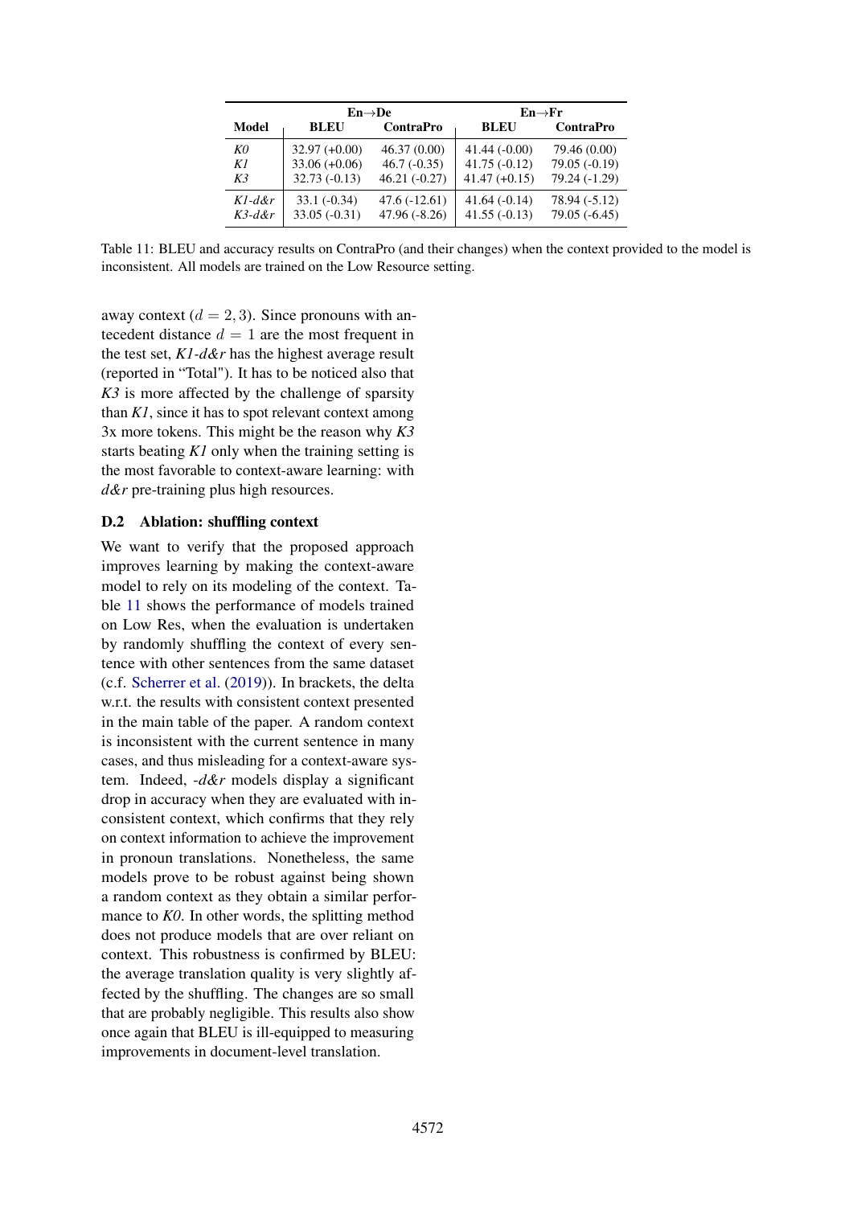| | En→De | | En→Fr | |
|---|---|---|---|---|
| **Model** | **BLEU** | **ContraPro** | **BLEU** | **ContraPro** |
| *K0* | 32.97 (+0.00) | 46.37 (0.00) | 41.44 (-0.00) | 79.46 (0.00) |
| *K1* | 33.06 (+0.06) | 46.7 (-0.35) | 41.75 (-0.12) | 79.05 (-0.19) |
| *K3* | 32.73 (-0.13) | 46.21 (-0.27) | 41.47 (+0.15) | 79.24 (-1.29) |
| *K1-d&r* | 33.1 (-0.34) | 47.6 (-12.61) | 41.64 (-0.14) | 78.94 (-5.12) |
| *K3-d&r* | 33.05 (-0.31) | 47.96 (-8.26) | 41.55 (-0.13) | 79.05 (-6.45) |

Table 11: BLEU and accuracy results on ContraPro (and their changes) when the context provided to the model is inconsistent. All models are trained on the Low Resource setting.

away context ($d = 2, 3$). Since pronouns with antecedent distance $d = 1$ are the most frequent in the test set, *K1-d&r* has the highest average result (reported in "Total"). It has to be noticed also that *K3* is more affected by the challenge of sparsity than *K1*, since it has to spot relevant context among 3x more tokens. This might be the reason why *K3* starts beating *K1* only when the training setting is the most favorable to context-aware learning: with *d&r* pre-training plus high resources.

### D.2 Ablation: shuffling context

We want to verify that the proposed approach improves learning by making the context-aware model to rely on its modeling of the context. Table 11 shows the performance of models trained on Low Res, when the evaluation is undertaken by randomly shuffling the context of every sentence with other sentences from the same dataset (c.f. Scherrer et al. (2019)). In brackets, the delta w.r.t. the results with consistent context presented in the main table of the paper. A random context is inconsistent with the current sentence in many cases, and thus misleading for a context-aware system. Indeed, *-d&r* models display a significant drop in accuracy when they are evaluated with inconsistent context, which confirms that they rely on context information to achieve the improvement in pronoun translations. Nonetheless, the same models prove to be robust against being shown a random context as they obtain a similar performance to *K0*. In other words, the splitting method does not produce models that are over reliant on context. This robustness is confirmed by BLEU: the average translation quality is very slightly affected by the shuffling. The changes are so small that are probably negligible. This results also show once again that BLEU is ill-equipped to measuring improvements in document-level translation.